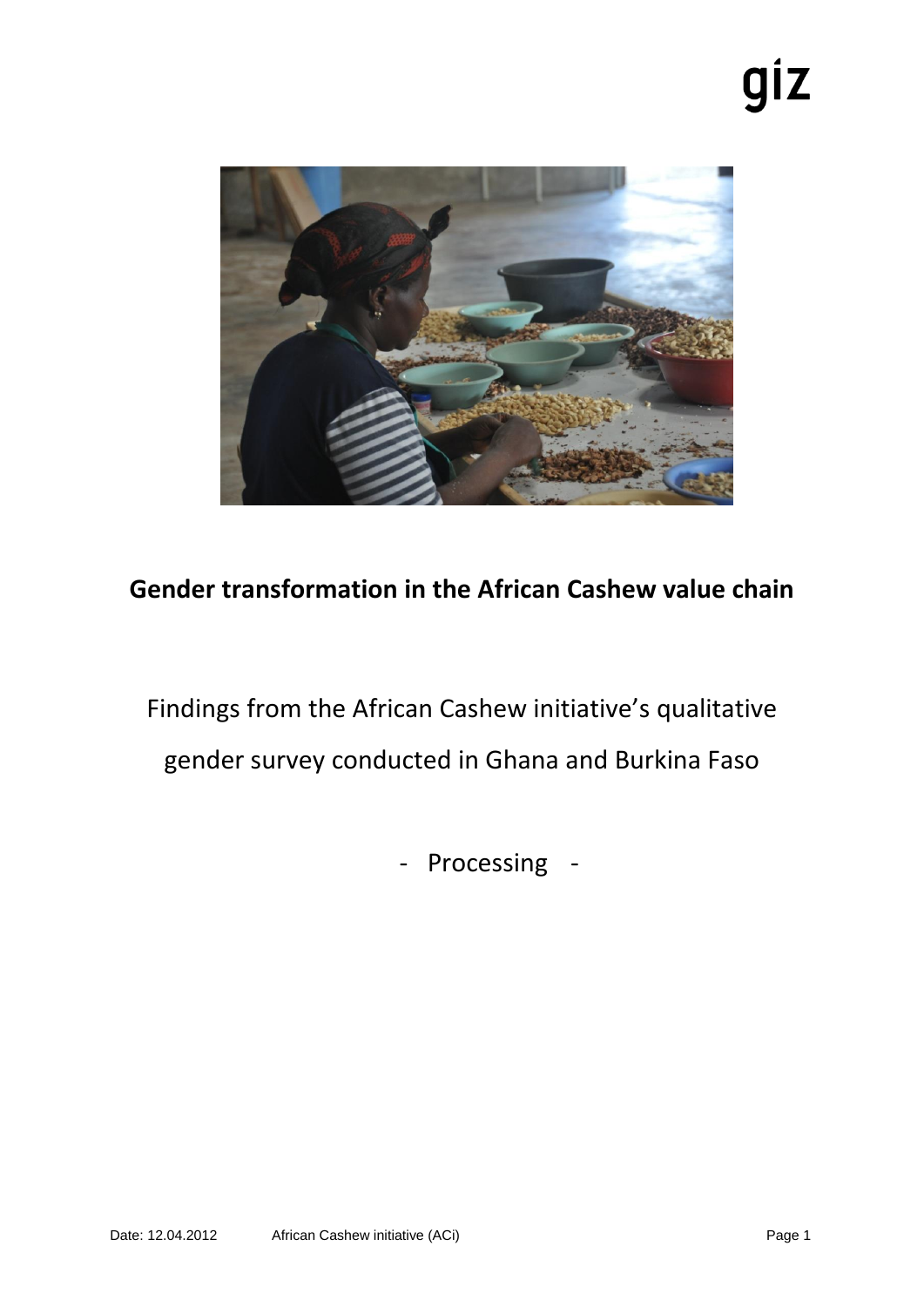giz

# Gender transformation in the African Cashew value chain

Findings from the African Cashew initiative's qualitative gender survey conducted in Ghana and Burkina Faso

- Processing -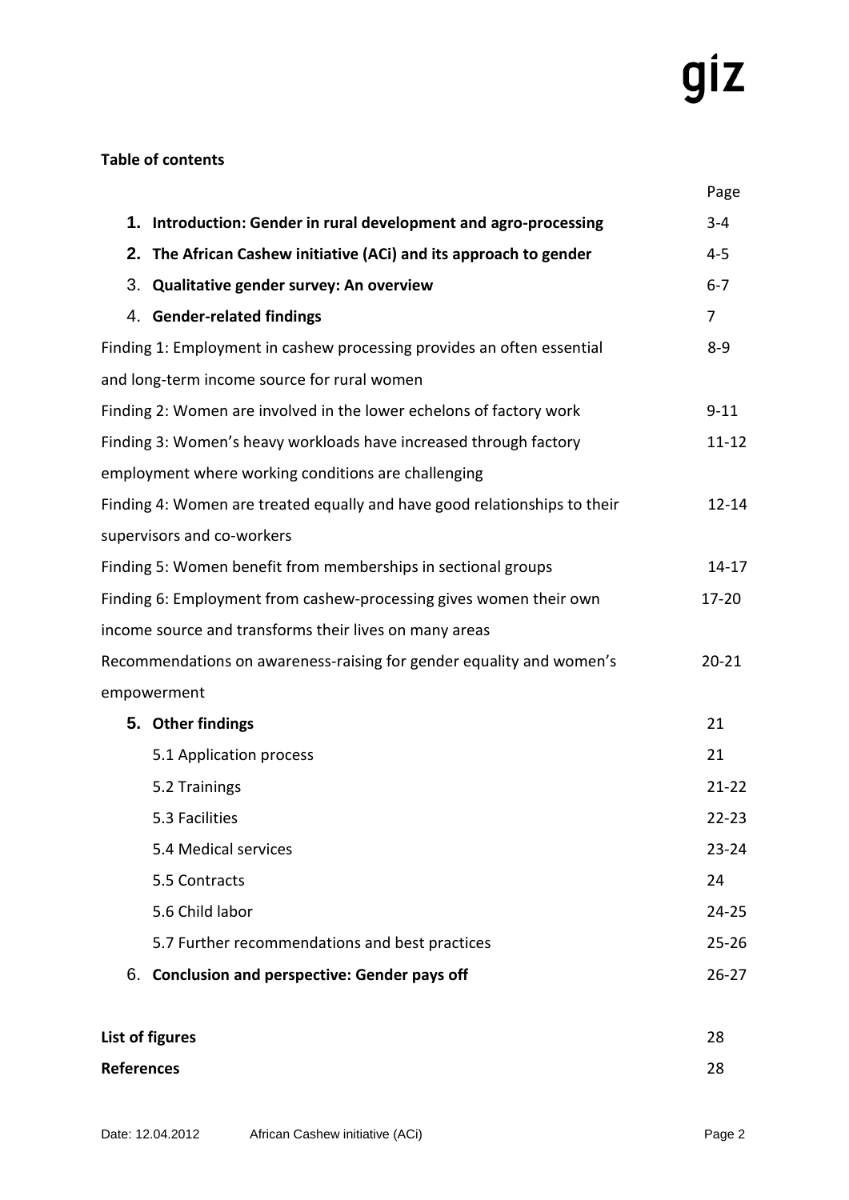**Table of contents**

| | Page |
|---|---|
| **1. Introduction: Gender in rural development and agro-processing** | 3-4 |
| **2. The African Cashew initiative (ACi) and its approach to gender** | 4-5 |
| **3. Qualitative gender survey: An overview** | 6-7 |
| **4. Gender-related findings** | 7 |
| Finding 1: Employment in cashew processing provides an often essential and long-term income source for rural women | 8-9 |
| Finding 2: Women are involved in the lower echelons of factory work | 9-11 |
| Finding 3: Women's heavy workloads have increased through factory employment where working conditions are challenging | 11-12 |
| Finding 4: Women are treated equally and have good relationships to their supervisors and co-workers | 12-14 |
| Finding 5: Women benefit from memberships in sectional groups | 14-17 |
| Finding 6: Employment from cashew-processing gives women their own income source and transforms their lives on many areas | 17-20 |
| Recommendations on awareness-raising for gender equality and women's empowerment | 20-21 |
| **5. Other findings** | 21 |
| 5.1 Application process | 21 |
| 5.2 Trainings | 21-22 |
| 5.3 Facilities | 22-23 |
| 5.4 Medical services | 23-24 |
| 5.5 Contracts | 24 |
| 5.6 Child labor | 24-25 |
| 5.7 Further recommendations and best practices | 25-26 |
| **6. Conclusion and perspective: Gender pays off** | 26-27 |
| **List of figures** | 28 |
| **References** | 28 |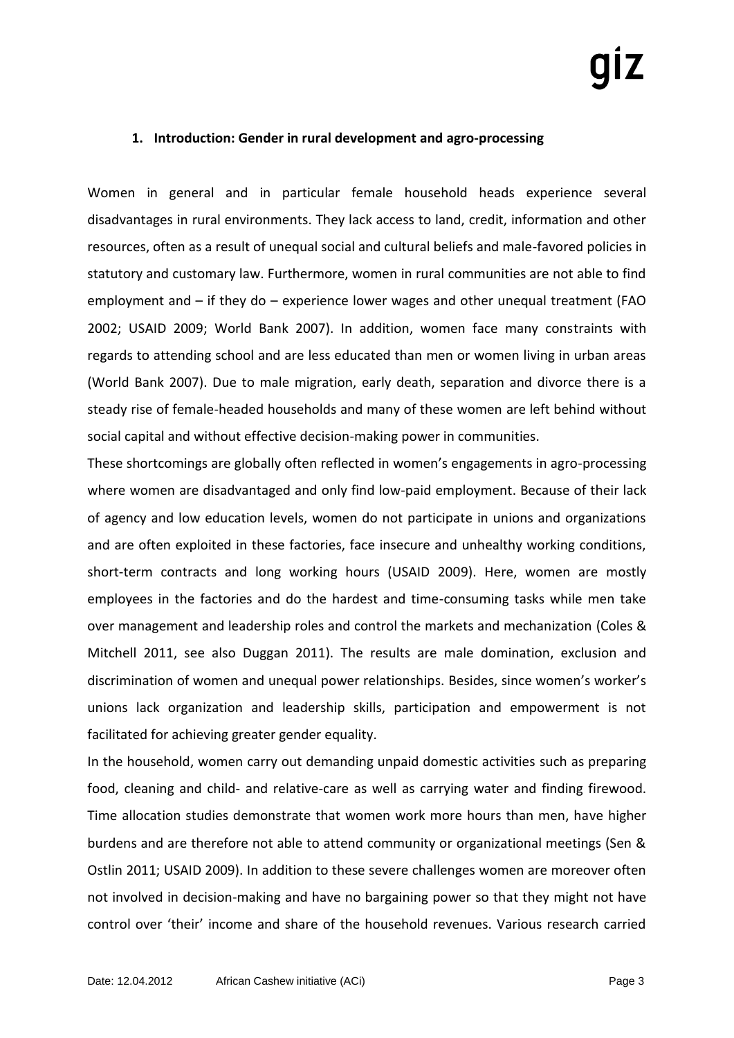## 1. Introduction: Gender in rural development and agro-processing

Women in general and in particular female household heads experience several disadvantages in rural environments. They lack access to land, credit, information and other resources, often as a result of unequal social and cultural beliefs and male-favored policies in statutory and customary law. Furthermore, women in rural communities are not able to find employment and – if they do – experience lower wages and other unequal treatment (FAO 2002; USAID 2009; World Bank 2007). In addition, women face many constraints with regards to attending school and are less educated than men or women living in urban areas (World Bank 2007). Due to male migration, early death, separation and divorce there is a steady rise of female-headed households and many of these women are left behind without social capital and without effective decision-making power in communities.

These shortcomings are globally often reflected in women's engagements in agro-processing where women are disadvantaged and only find low-paid employment. Because of their lack of agency and low education levels, women do not participate in unions and organizations and are often exploited in these factories, face insecure and unhealthy working conditions, short-term contracts and long working hours (USAID 2009). Here, women are mostly employees in the factories and do the hardest and time-consuming tasks while men take over management and leadership roles and control the markets and mechanization (Coles & Mitchell 2011, see also Duggan 2011). The results are male domination, exclusion and discrimination of women and unequal power relationships. Besides, since women's worker's unions lack organization and leadership skills, participation and empowerment is not facilitated for achieving greater gender equality.

In the household, women carry out demanding unpaid domestic activities such as preparing food, cleaning and child- and relative-care as well as carrying water and finding firewood. Time allocation studies demonstrate that women work more hours than men, have higher burdens and are therefore not able to attend community or organizational meetings (Sen & Ostlin 2011; USAID 2009). In addition to these severe challenges women are moreover often not involved in decision-making and have no bargaining power so that they might not have control over 'their' income and share of the household revenues. Various research carried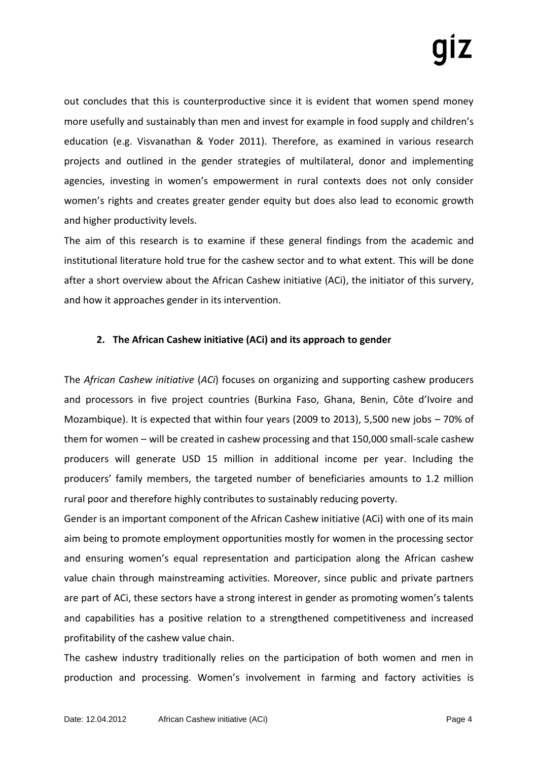out concludes that this is counterproductive since it is evident that women spend money more usefully and sustainably than men and invest for example in food supply and children's education (e.g. Visvanathan & Yoder 2011). Therefore, as examined in various research projects and outlined in the gender strategies of multilateral, donor and implementing agencies, investing in women's empowerment in rural contexts does not only consider women's rights and creates greater gender equity but does also lead to economic growth and higher productivity levels.

The aim of this research is to examine if these general findings from the academic and institutional literature hold true for the cashew sector and to what extent. This will be done after a short overview about the African Cashew initiative (ACi), the initiator of this survery, and how it approaches gender in its intervention.

## 2. The African Cashew initiative (ACi) and its approach to gender

The *African Cashew initiative* (*ACi*) focuses on organizing and supporting cashew producers and processors in five project countries (Burkina Faso, Ghana, Benin, Côte d'Ivoire and Mozambique). It is expected that within four years (2009 to 2013), 5,500 new jobs – 70% of them for women – will be created in cashew processing and that 150,000 small-scale cashew producers will generate USD 15 million in additional income per year. Including the producers' family members, the targeted number of beneficiaries amounts to 1.2 million rural poor and therefore highly contributes to sustainably reducing poverty.

Gender is an important component of the African Cashew initiative (ACi) with one of its main aim being to promote employment opportunities mostly for women in the processing sector and ensuring women's equal representation and participation along the African cashew value chain through mainstreaming activities. Moreover, since public and private partners are part of ACi, these sectors have a strong interest in gender as promoting women's talents and capabilities has a positive relation to a strengthened competitiveness and increased profitability of the cashew value chain.

The cashew industry traditionally relies on the participation of both women and men in production and processing. Women's involvement in farming and factory activities is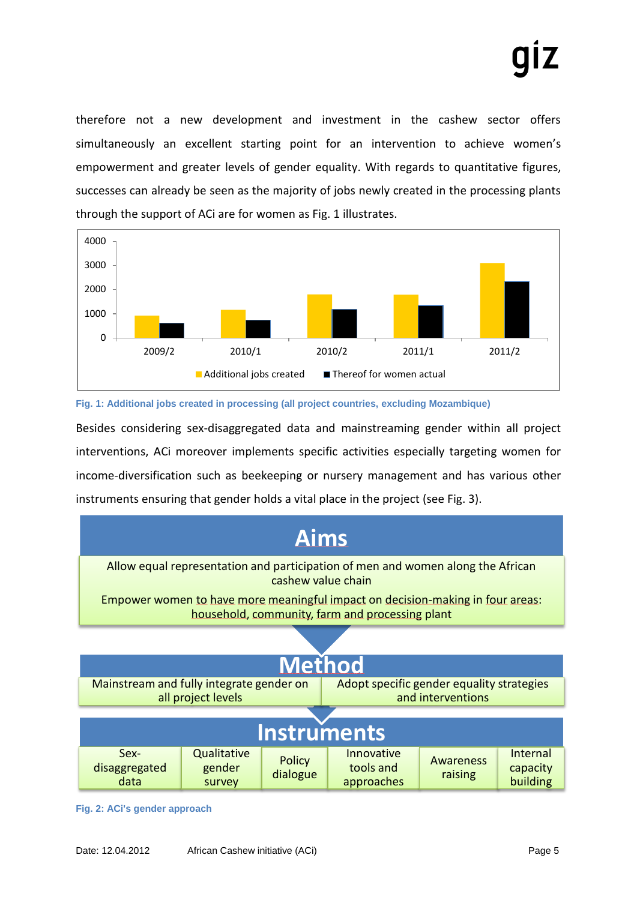therefore not a new development and investment in the cashew sector offers simultaneously an excellent starting point for an intervention to achieve women's empowerment and greater levels of gender equality. With regards to quantitative figures, successes can already be seen as the majority of jobs newly created in the processing plants through the support of ACi are for women as Fig. 1 illustrates.

Fig. 1: Additional jobs created in processing (all project countries, excluding Mozambique)

Besides considering sex-disaggregated data and mainstreaming gender within all project interventions, ACi moreover implements specific activities especially targeting women for income-diversification such as beekeeping or nursery management and has various other instruments ensuring that gender holds a vital place in the project (see Fig. 3).

**Aims**

Allow equal representation and participation of men and women along the African cashew value chain

Empower women to have more meaningful impact on decision-making in four areas: household, community, farm and processing plant

**Method**

| Mainstream and fully integrate gender on all project levels | Adopt specific gender equality strategies and interventions |
|---|---|

**Instruments**

| Sex-disaggregated data | Qualitative gender survey | Policy dialogue | Innovative tools and approaches | Awareness raising | Internal capacity building |
|---|---|---|---|---|---|

Fig. 2: ACi's gender approach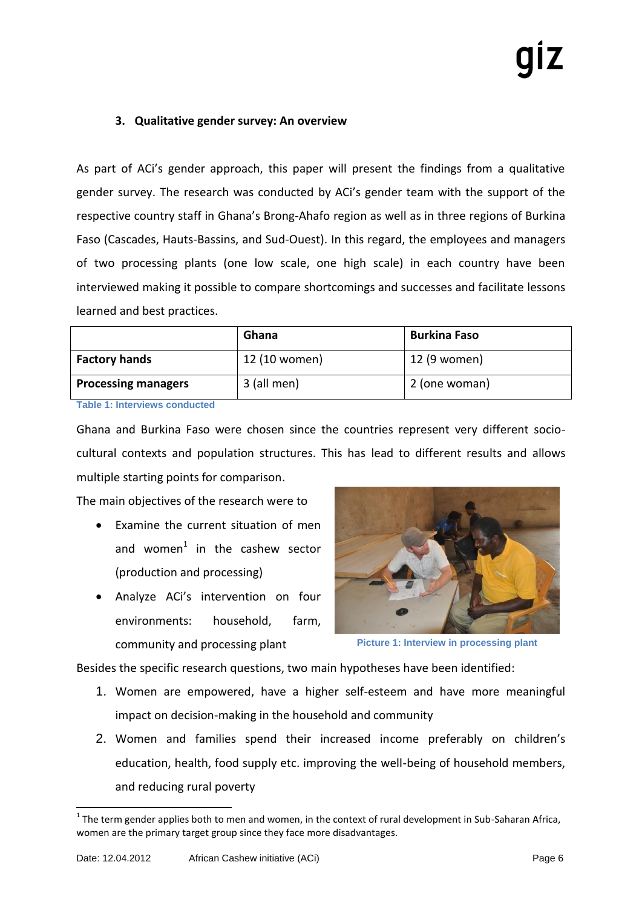### 3. Qualitative gender survey: An overview

As part of ACi's gender approach, this paper will present the findings from a qualitative gender survey. The research was conducted by ACi's gender team with the support of the respective country staff in Ghana's Brong-Ahafo region as well as in three regions of Burkina Faso (Cascades, Hauts-Bassins, and Sud-Ouest). In this regard, the employees and managers of two processing plants (one low scale, one high scale) in each country have been interviewed making it possible to compare shortcomings and successes and facilitate lessons learned and best practices.

| | Ghana | Burkina Faso |
|---|---|---|
| **Factory hands** | 12 (10 women) | 12 (9 women) |
| **Processing managers** | 3 (all men) | 2 (one woman) |

Table 1: Interviews conducted

Ghana and Burkina Faso were chosen since the countries represent very different socio-cultural contexts and population structures. This has lead to different results and allows multiple starting points for comparison.

The main objectives of the research were to

- Examine the current situation of men and women[1] in the cashew sector (production and processing)
- Analyze ACi's intervention on four environments: household, farm, community and processing plant

Picture 1: Interview in processing plant

Besides the specific research questions, two main hypotheses have been identified:

1. Women are empowered, have a higher self-esteem and have more meaningful impact on decision-making in the household and community
2. Women and families spend their increased income preferably on children's education, health, food supply etc. improving the well-being of household members, and reducing rural poverty

[1] The term gender applies both to men and women, in the context of rural development in Sub-Saharan Africa, women are the primary target group since they face more disadvantages.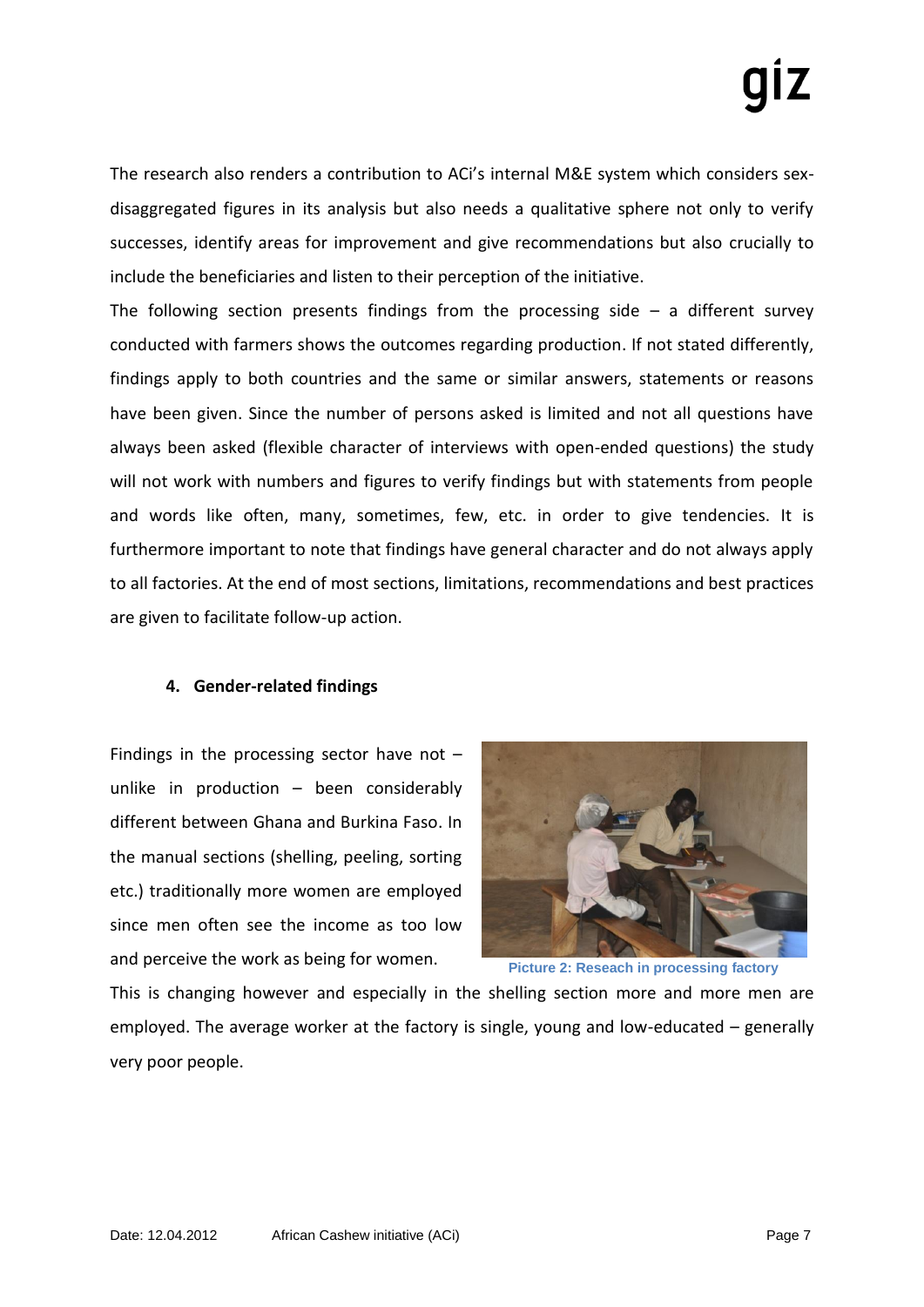The research also renders a contribution to ACi's internal M&E system which considers sex-disaggregated figures in its analysis but also needs a qualitative sphere not only to verify successes, identify areas for improvement and give recommendations but also crucially to include the beneficiaries and listen to their perception of the initiative.

The following section presents findings from the processing side – a different survey conducted with farmers shows the outcomes regarding production. If not stated differently, findings apply to both countries and the same or similar answers, statements or reasons have been given. Since the number of persons asked is limited and not all questions have always been asked (flexible character of interviews with open-ended questions) the study will not work with numbers and figures to verify findings but with statements from people and words like often, many, sometimes, few, etc. in order to give tendencies. It is furthermore important to note that findings have general character and do not always apply to all factories. At the end of most sections, limitations, recommendations and best practices are given to facilitate follow-up action.

## 4. Gender-related findings

Findings in the processing sector have not – unlike in production – been considerably different between Ghana and Burkina Faso. In the manual sections (shelling, peeling, sorting etc.) traditionally more women are employed since men often see the income as too low and perceive the work as being for women.

Picture 2: Reseach in processing factory

This is changing however and especially in the shelling section more and more men are employed. The average worker at the factory is single, young and low-educated – generally very poor people.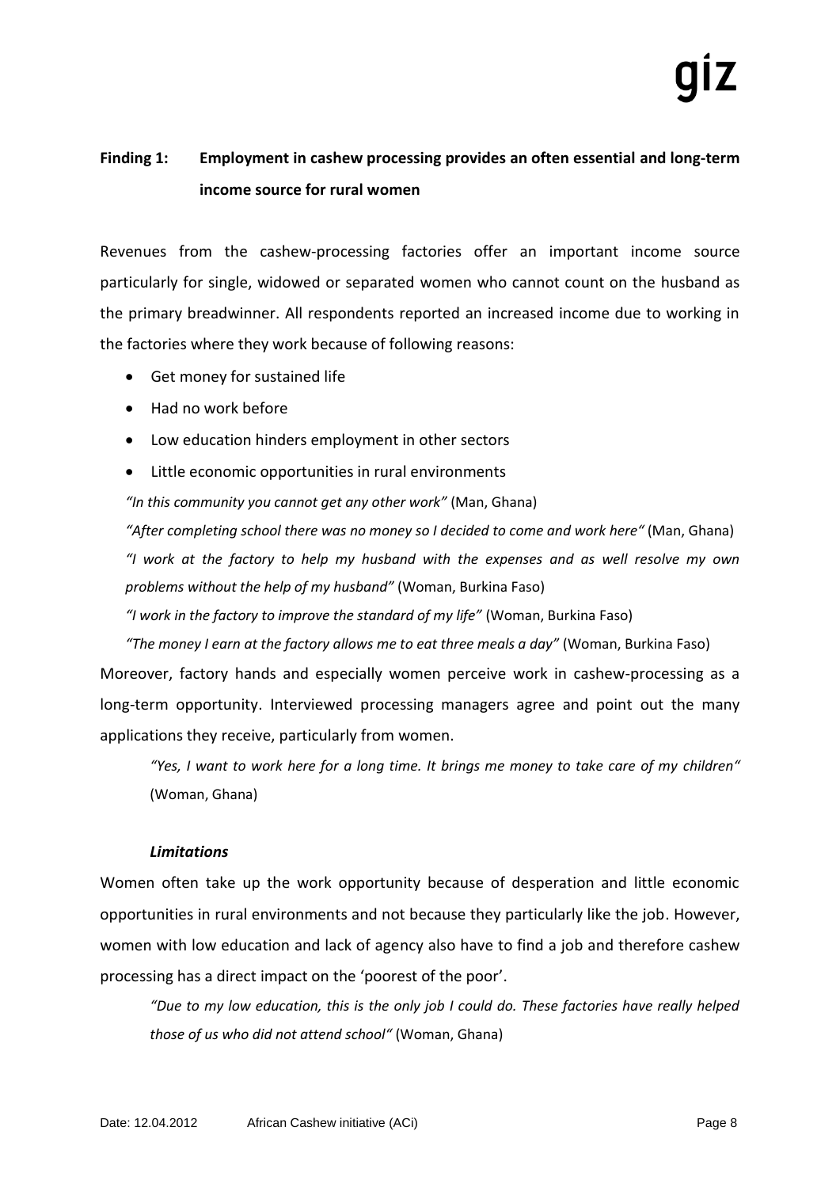## Finding 1: Employment in cashew processing provides an often essential and long-term income source for rural women

Revenues from the cashew-processing factories offer an important income source particularly for single, widowed or separated women who cannot count on the husband as the primary breadwinner. All respondents reported an increased income due to working in the factories where they work because of following reasons:

- Get money for sustained life
- Had no work before
- Low education hinders employment in other sectors
- Little economic opportunities in rural environments

*"In this community you cannot get any other work"* (Man, Ghana)

*"After completing school there was no money so I decided to come and work here"* (Man, Ghana)

*"I work at the factory to help my husband with the expenses and as well resolve my own problems without the help of my husband"* (Woman, Burkina Faso)

*"I work in the factory to improve the standard of my life"* (Woman, Burkina Faso)

*"The money I earn at the factory allows me to eat three meals a day"* (Woman, Burkina Faso)

Moreover, factory hands and especially women perceive work in cashew-processing as a long-term opportunity. Interviewed processing managers agree and point out the many applications they receive, particularly from women.

> *"Yes, I want to work here for a long time. It brings me money to take care of my children"* (Woman, Ghana)

### *Limitations*

Women often take up the work opportunity because of desperation and little economic opportunities in rural environments and not because they particularly like the job. However, women with low education and lack of agency also have to find a job and therefore cashew processing has a direct impact on the 'poorest of the poor'.

> *"Due to my low education, this is the only job I could do. These factories have really helped those of us who did not attend school"* (Woman, Ghana)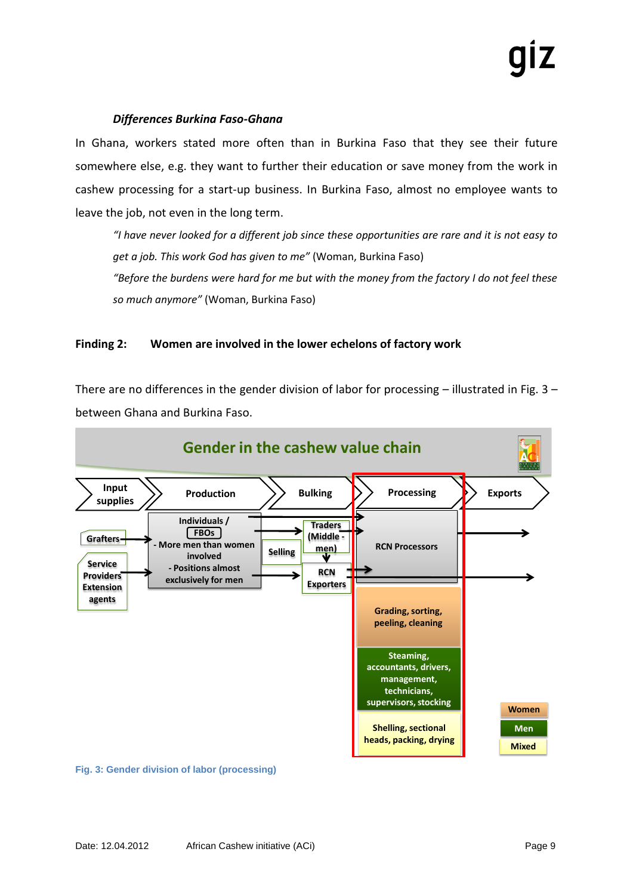***Differences Burkina Faso-Ghana***

In Ghana, workers stated more often than in Burkina Faso that they see their future somewhere else, e.g. they want to further their education or save money from the work in cashew processing for a start-up business. In Burkina Faso, almost no employee wants to leave the job, not even in the long term.

> *"I have never looked for a different job since these opportunities are rare and it is not easy to get a job. This work God has given to me"* (Woman, Burkina Faso)
>
> *"Before the burdens were hard for me but with the money from the factory I do not feel these so much anymore"* (Woman, Burkina Faso)

**Finding 2: Women are involved in the lower echelons of factory work**

There are no differences in the gender division of labor for processing – illustrated in Fig. 3 – between Ghana and Burkina Faso.

**Gender in the cashew value chain**

Input supplies → Production → Bulking → Processing → Exports

- Input supplies: Grafters; Service Providers Extension agents
- Production: Individuals / FBOs – More men than women involved – Positions almost exclusively for men
- Bulking: Selling; Traders (Middle-men); RCN Exporters
- Processing: RCN Processors
  - Grading, sorting, peeling, cleaning (Women)
  - Steaming, accountants, drivers, management, technicians, supervisors, stocking (Men)
  - Shelling, sectional heads, packing, drying (Mixed)

Legend: Women; Men; Mixed

Fig. 3: Gender division of labor (processing)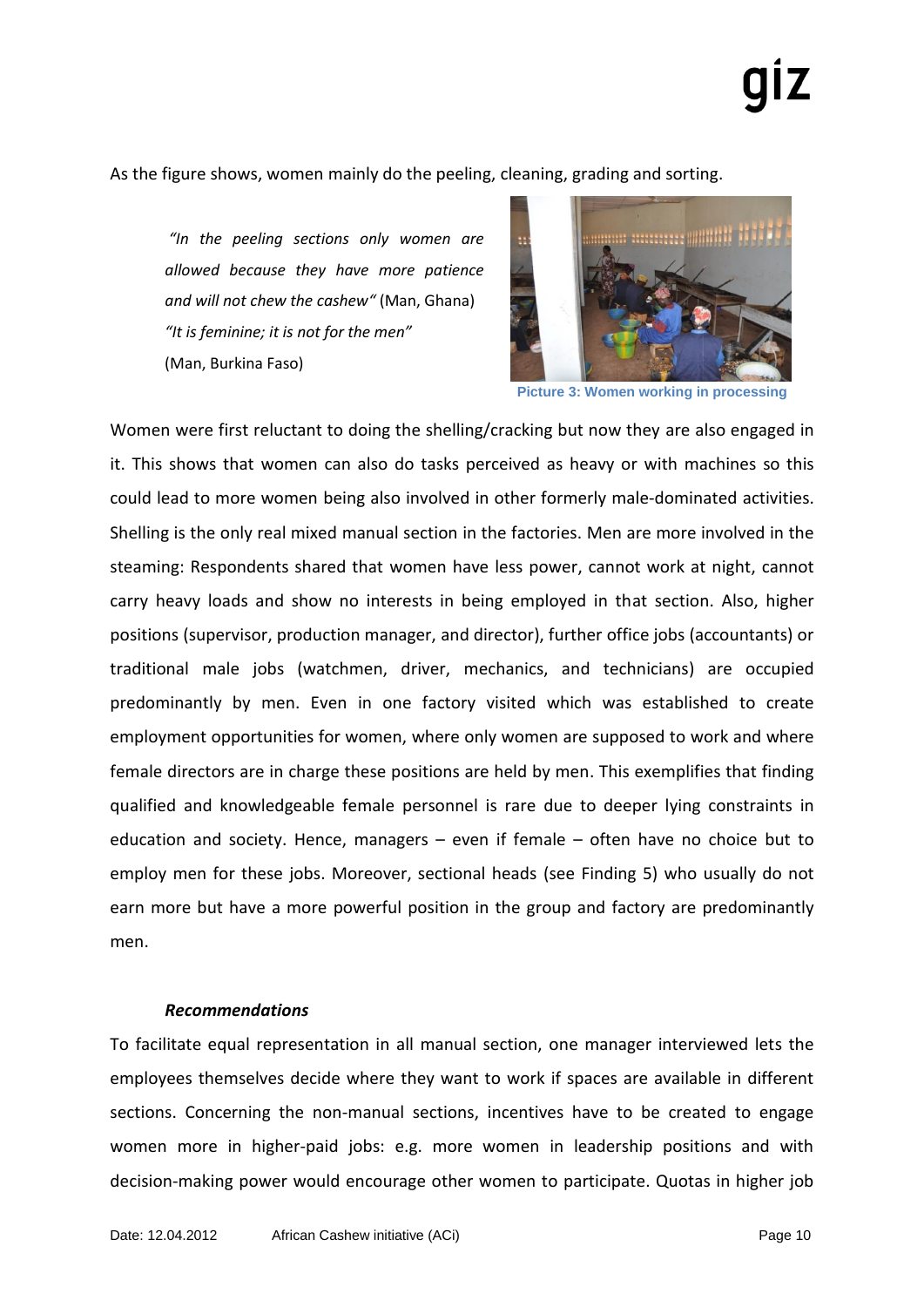As the figure shows, women mainly do the peeling, cleaning, grading and sorting.

> *"In the peeling sections only women are allowed because they have more patience and will not chew the cashew"* (Man, Ghana)
> *"It is feminine; it is not for the men"* (Man, Burkina Faso)

Picture 3: Women working in processing

Women were first reluctant to doing the shelling/cracking but now they are also engaged in it. This shows that women can also do tasks perceived as heavy or with machines so this could lead to more women being also involved in other formerly male-dominated activities. Shelling is the only real mixed manual section in the factories. Men are more involved in the steaming: Respondents shared that women have less power, cannot work at night, cannot carry heavy loads and show no interests in being employed in that section. Also, higher positions (supervisor, production manager, and director), further office jobs (accountants) or traditional male jobs (watchmen, driver, mechanics, and technicians) are occupied predominantly by men. Even in one factory visited which was established to create employment opportunities for women, where only women are supposed to work and where female directors are in charge these positions are held by men. This exemplifies that finding qualified and knowledgeable female personnel is rare due to deeper lying constraints in education and society. Hence, managers – even if female – often have no choice but to employ men for these jobs. Moreover, sectional heads (see Finding 5) who usually do not earn more but have a more powerful position in the group and factory are predominantly men.

***Recommendations***

To facilitate equal representation in all manual section, one manager interviewed lets the employees themselves decide where they want to work if spaces are available in different sections. Concerning the non-manual sections, incentives have to be created to engage women more in higher-paid jobs: e.g. more women in leadership positions and with decision-making power would encourage other women to participate. Quotas in higher job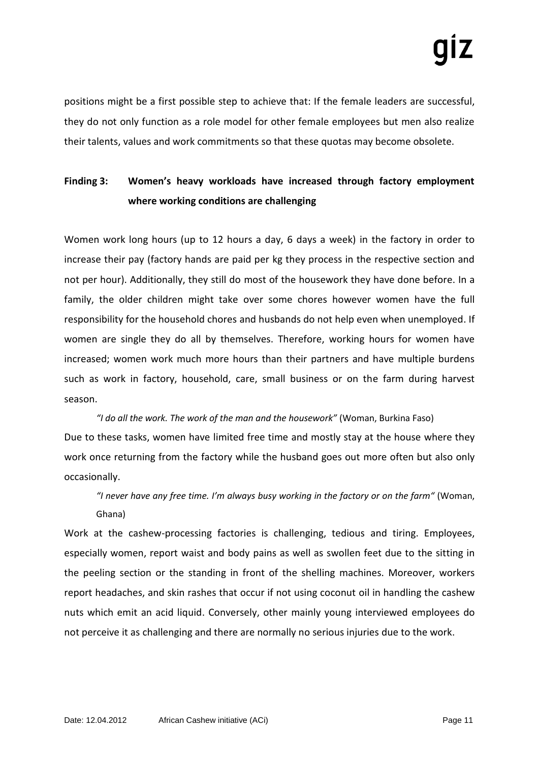positions might be a first possible step to achieve that: If the female leaders are successful, they do not only function as a role model for other female employees but men also realize their talents, values and work commitments so that these quotas may become obsolete.

### Finding 3: Women's heavy workloads have increased through factory employment where working conditions are challenging

Women work long hours (up to 12 hours a day, 6 days a week) in the factory in order to increase their pay (factory hands are paid per kg they process in the respective section and not per hour). Additionally, they still do most of the housework they have done before. In a family, the older children might take over some chores however women have the full responsibility for the household chores and husbands do not help even when unemployed. If women are single they do all by themselves. Therefore, working hours for women have increased; women work much more hours than their partners and have multiple burdens such as work in factory, household, care, small business or on the farm during harvest season.

> *"I do all the work. The work of the man and the housework"* (Woman, Burkina Faso)

Due to these tasks, women have limited free time and mostly stay at the house where they work once returning from the factory while the husband goes out more often but also only occasionally.

> *"I never have any free time. I'm always busy working in the factory or on the farm"* (Woman, Ghana)

Work at the cashew-processing factories is challenging, tedious and tiring. Employees, especially women, report waist and body pains as well as swollen feet due to the sitting in the peeling section or the standing in front of the shelling machines. Moreover, workers report headaches, and skin rashes that occur if not using coconut oil in handling the cashew nuts which emit an acid liquid. Conversely, other mainly young interviewed employees do not perceive it as challenging and there are normally no serious injuries due to the work.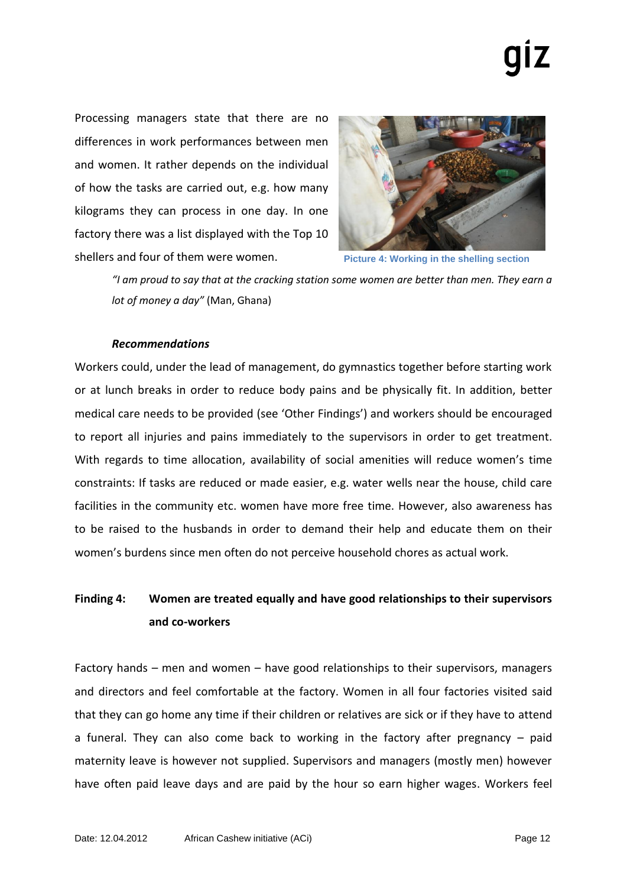Processing managers state that there are no differences in work performances between men and women. It rather depends on the individual of how the tasks are carried out, e.g. how many kilograms they can process in one day. In one factory there was a list displayed with the Top 10 shellers and four of them were women.

Picture 4: Working in the shelling section

> *"I am proud to say that at the cracking station some women are better than men. They earn a lot of money a day"* (Man, Ghana)

***Recommendations***

Workers could, under the lead of management, do gymnastics together before starting work or at lunch breaks in order to reduce body pains and be physically fit. In addition, better medical care needs to be provided (see 'Other Findings') and workers should be encouraged to report all injuries and pains immediately to the supervisors in order to get treatment. With regards to time allocation, availability of social amenities will reduce women's time constraints: If tasks are reduced or made easier, e.g. water wells near the house, child care facilities in the community etc. women have more free time. However, also awareness has to be raised to the husbands in order to demand their help and educate them on their women's burdens since men often do not perceive household chores as actual work.

### Finding 4: Women are treated equally and have good relationships to their supervisors and co-workers

Factory hands – men and women – have good relationships to their supervisors, managers and directors and feel comfortable at the factory. Women in all four factories visited said that they can go home any time if their children or relatives are sick or if they have to attend a funeral. They can also come back to working in the factory after pregnancy – paid maternity leave is however not supplied. Supervisors and managers (mostly men) however have often paid leave days and are paid by the hour so earn higher wages. Workers feel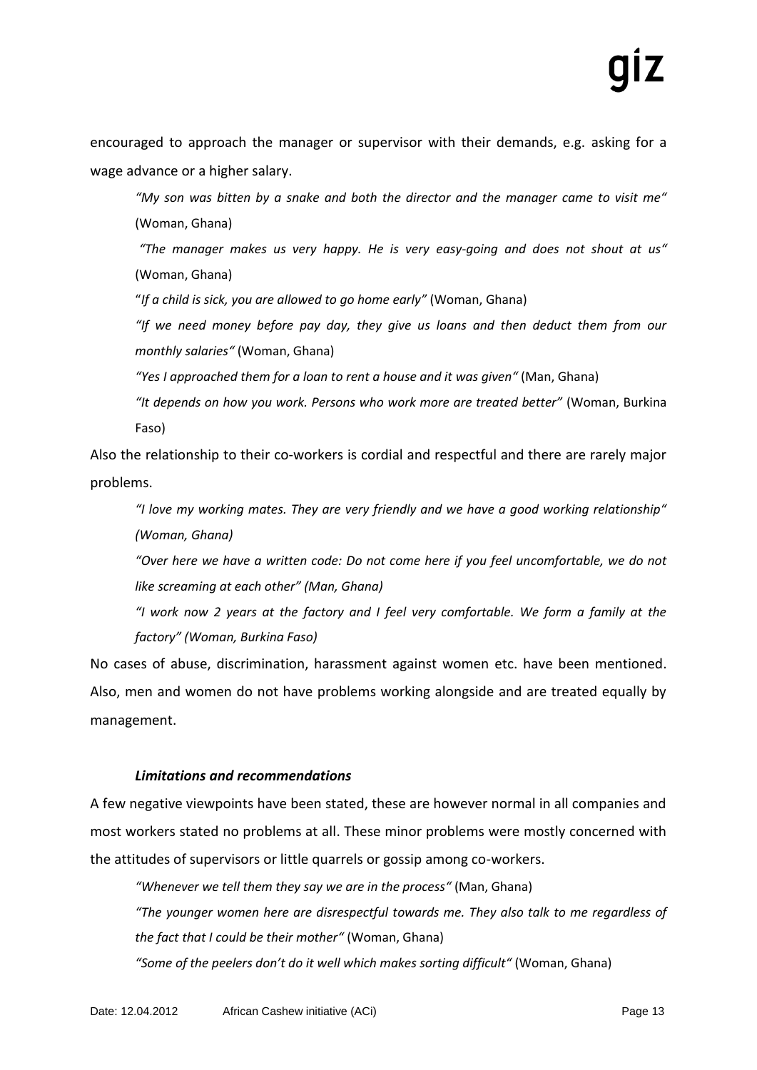encouraged to approach the manager or supervisor with their demands, e.g. asking for a wage advance or a higher salary.

> *"My son was bitten by a snake and both the director and the manager came to visit me"* (Woman, Ghana)
>
> *"The manager makes us very happy. He is very easy-going and does not shout at us"* (Woman, Ghana)
>
> "*If a child is sick, you are allowed to go home early"* (Woman, Ghana)
>
> *"If we need money before pay day, they give us loans and then deduct them from our monthly salaries"* (Woman, Ghana)
>
> *"Yes I approached them for a loan to rent a house and it was given"* (Man, Ghana)
>
> *"It depends on how you work. Persons who work more are treated better"* (Woman, Burkina Faso)

Also the relationship to their co-workers is cordial and respectful and there are rarely major problems.

> *"I love my working mates. They are very friendly and we have a good working relationship" (Woman, Ghana)*
>
> *"Over here we have a written code: Do not come here if you feel uncomfortable, we do not like screaming at each other" (Man, Ghana)*
>
> *"I work now 2 years at the factory and I feel very comfortable. We form a family at the factory" (Woman, Burkina Faso)*

No cases of abuse, discrimination, harassment against women etc. have been mentioned. Also, men and women do not have problems working alongside and are treated equally by management.

#### *Limitations and recommendations*

A few negative viewpoints have been stated, these are however normal in all companies and most workers stated no problems at all. These minor problems were mostly concerned with the attitudes of supervisors or little quarrels or gossip among co-workers.

> *"Whenever we tell them they say we are in the process"* (Man, Ghana)
>
> *"The younger women here are disrespectful towards me. They also talk to me regardless of the fact that I could be their mother"* (Woman, Ghana)
>
> *"Some of the peelers don't do it well which makes sorting difficult"* (Woman, Ghana)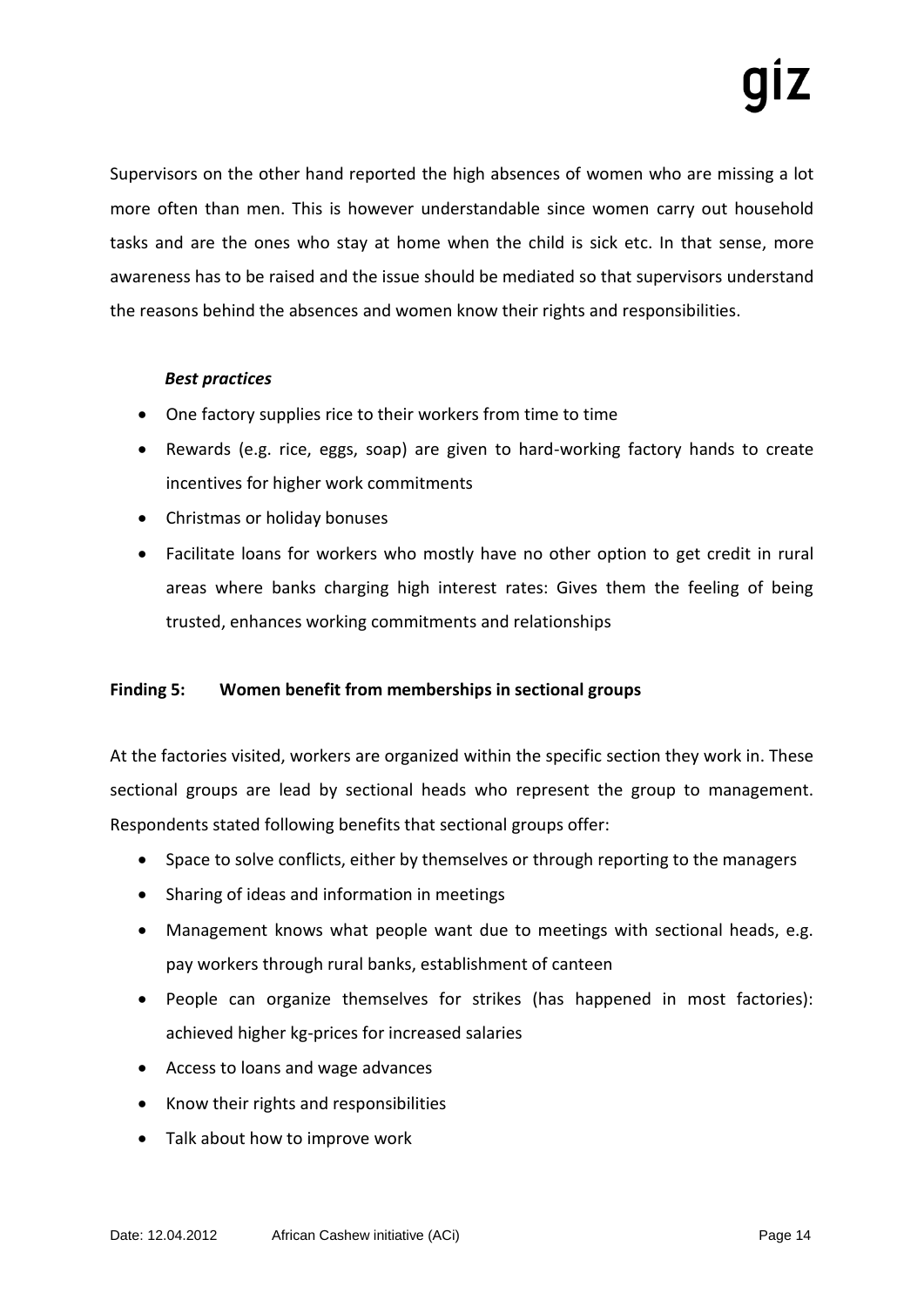Supervisors on the other hand reported the high absences of women who are missing a lot more often than men. This is however understandable since women carry out household tasks and are the ones who stay at home when the child is sick etc. In that sense, more awareness has to be raised and the issue should be mediated so that supervisors understand the reasons behind the absences and women know their rights and responsibilities.

***Best practices***

- One factory supplies rice to their workers from time to time
- Rewards (e.g. rice, eggs, soap) are given to hard-working factory hands to create incentives for higher work commitments
- Christmas or holiday bonuses
- Facilitate loans for workers who mostly have no other option to get credit in rural areas where banks charging high interest rates: Gives them the feeling of being trusted, enhances working commitments and relationships

**Finding 5: Women benefit from memberships in sectional groups**

At the factories visited, workers are organized within the specific section they work in. These sectional groups are lead by sectional heads who represent the group to management. Respondents stated following benefits that sectional groups offer:

- Space to solve conflicts, either by themselves or through reporting to the managers
- Sharing of ideas and information in meetings
- Management knows what people want due to meetings with sectional heads, e.g. pay workers through rural banks, establishment of canteen
- People can organize themselves for strikes (has happened in most factories): achieved higher kg-prices for increased salaries
- Access to loans and wage advances
- Know their rights and responsibilities
- Talk about how to improve work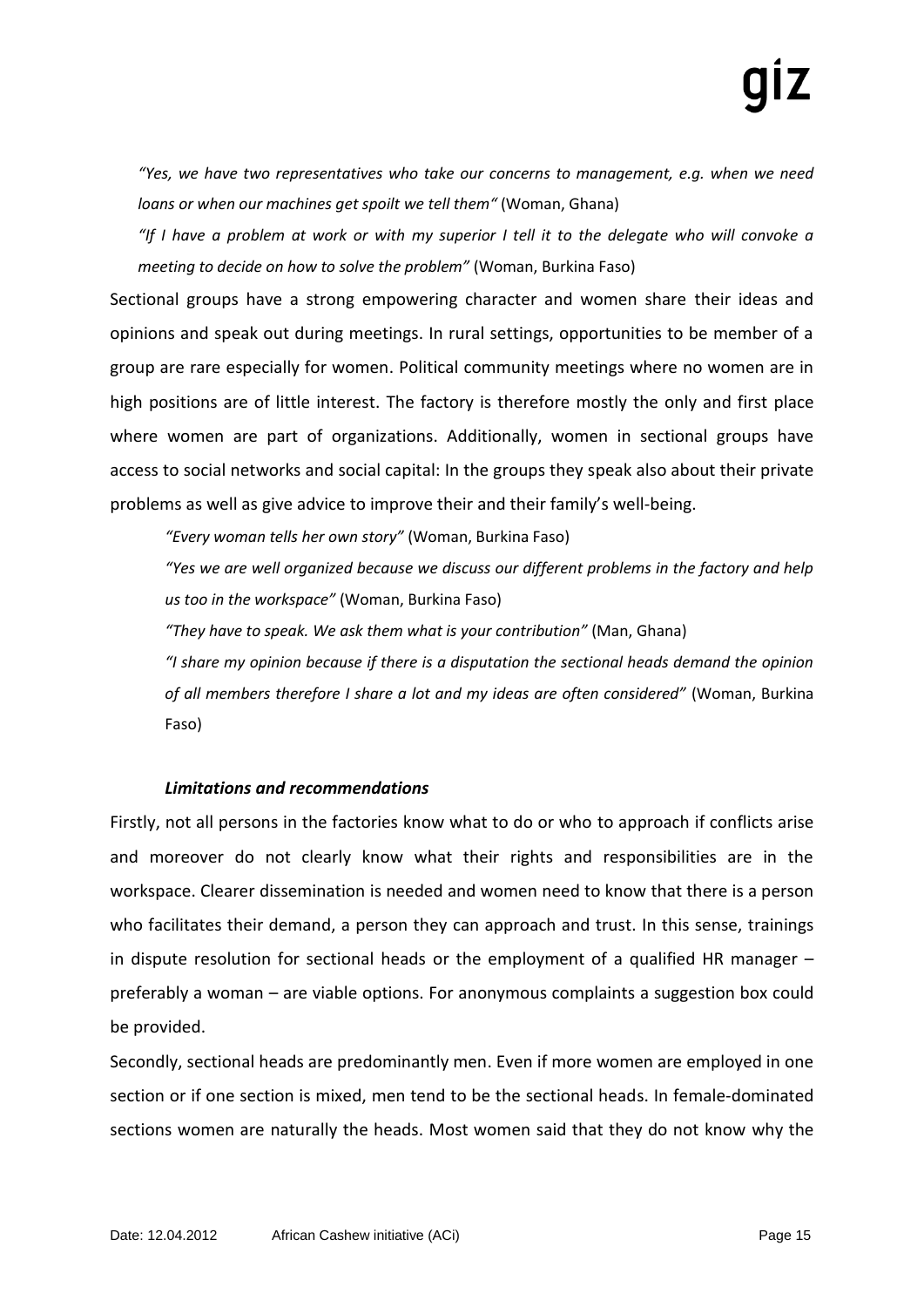*"Yes, we have two representatives who take our concerns to management, e.g. when we need loans or when our machines get spoilt we tell them"* (Woman, Ghana)

*"If I have a problem at work or with my superior I tell it to the delegate who will convoke a meeting to decide on how to solve the problem"* (Woman, Burkina Faso)

Sectional groups have a strong empowering character and women share their ideas and opinions and speak out during meetings. In rural settings, opportunities to be member of a group are rare especially for women. Political community meetings where no women are in high positions are of little interest. The factory is therefore mostly the only and first place where women are part of organizations. Additionally, women in sectional groups have access to social networks and social capital: In the groups they speak also about their private problems as well as give advice to improve their and their family's well-being.

*"Every woman tells her own story"* (Woman, Burkina Faso)

*"Yes we are well organized because we discuss our different problems in the factory and help us too in the workspace"* (Woman, Burkina Faso)

*"They have to speak. We ask them what is your contribution"* (Man, Ghana)

*"I share my opinion because if there is a disputation the sectional heads demand the opinion of all members therefore I share a lot and my ideas are often considered"* (Woman, Burkina Faso)

***Limitations and recommendations***

Firstly, not all persons in the factories know what to do or who to approach if conflicts arise and moreover do not clearly know what their rights and responsibilities are in the workspace. Clearer dissemination is needed and women need to know that there is a person who facilitates their demand, a person they can approach and trust. In this sense, trainings in dispute resolution for sectional heads or the employment of a qualified HR manager – preferably a woman – are viable options. For anonymous complaints a suggestion box could be provided.

Secondly, sectional heads are predominantly men. Even if more women are employed in one section or if one section is mixed, men tend to be the sectional heads. In female-dominated sections women are naturally the heads. Most women said that they do not know why the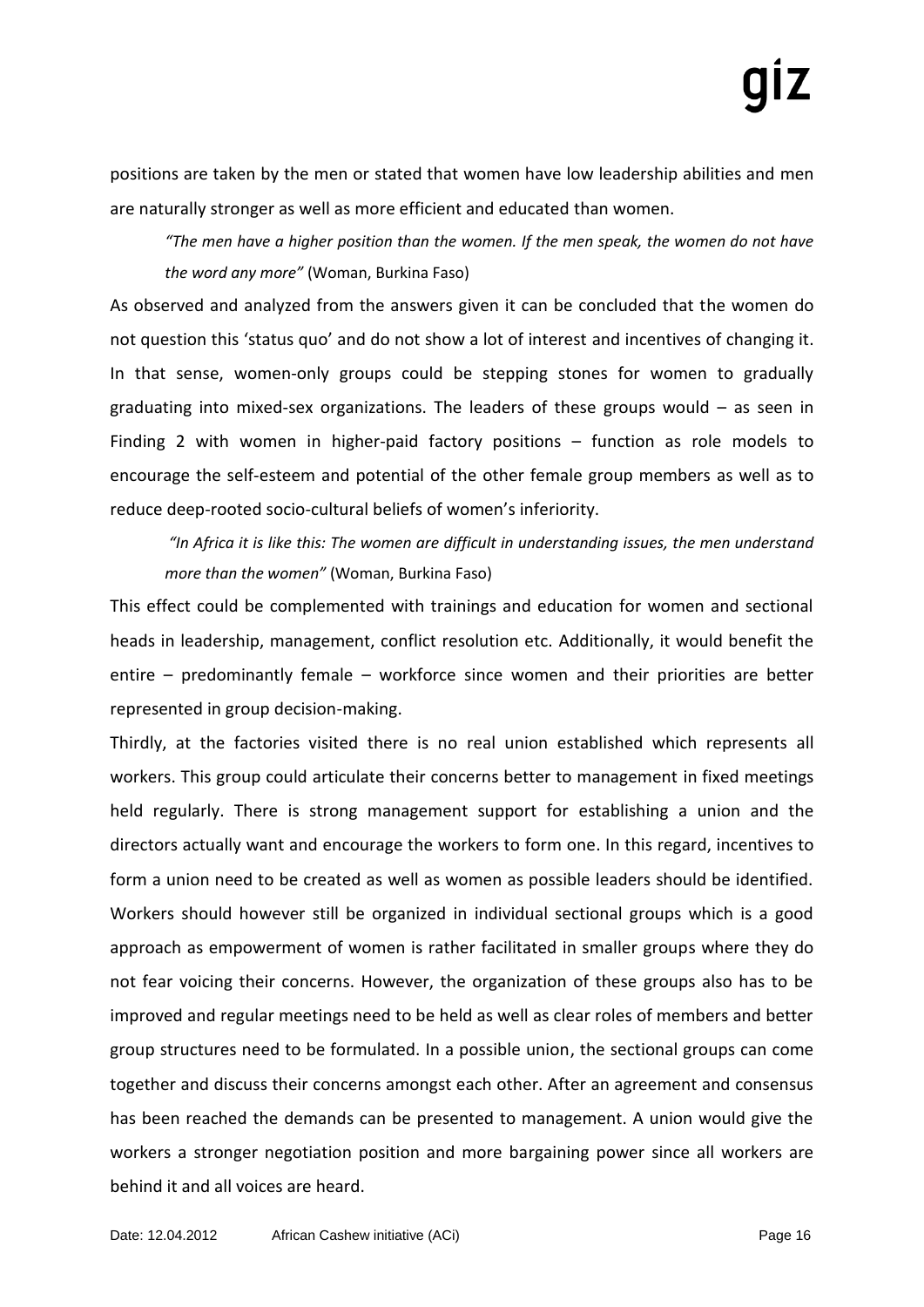positions are taken by the men or stated that women have low leadership abilities and men are naturally stronger as well as more efficient and educated than women.

> *"The men have a higher position than the women. If the men speak, the women do not have the word any more"* (Woman, Burkina Faso)

As observed and analyzed from the answers given it can be concluded that the women do not question this 'status quo' and do not show a lot of interest and incentives of changing it. In that sense, women-only groups could be stepping stones for women to gradually graduating into mixed-sex organizations. The leaders of these groups would – as seen in Finding 2 with women in higher-paid factory positions – function as role models to encourage the self-esteem and potential of the other female group members as well as to reduce deep-rooted socio-cultural beliefs of women's inferiority.

> *"In Africa it is like this: The women are difficult in understanding issues, the men understand more than the women"* (Woman, Burkina Faso)

This effect could be complemented with trainings and education for women and sectional heads in leadership, management, conflict resolution etc. Additionally, it would benefit the entire – predominantly female – workforce since women and their priorities are better represented in group decision-making.

Thirdly, at the factories visited there is no real union established which represents all workers. This group could articulate their concerns better to management in fixed meetings held regularly. There is strong management support for establishing a union and the directors actually want and encourage the workers to form one. In this regard, incentives to form a union need to be created as well as women as possible leaders should be identified. Workers should however still be organized in individual sectional groups which is a good approach as empowerment of women is rather facilitated in smaller groups where they do not fear voicing their concerns. However, the organization of these groups also has to be improved and regular meetings need to be held as well as clear roles of members and better group structures need to be formulated. In a possible union, the sectional groups can come together and discuss their concerns amongst each other. After an agreement and consensus has been reached the demands can be presented to management. A union would give the workers a stronger negotiation position and more bargaining power since all workers are behind it and all voices are heard.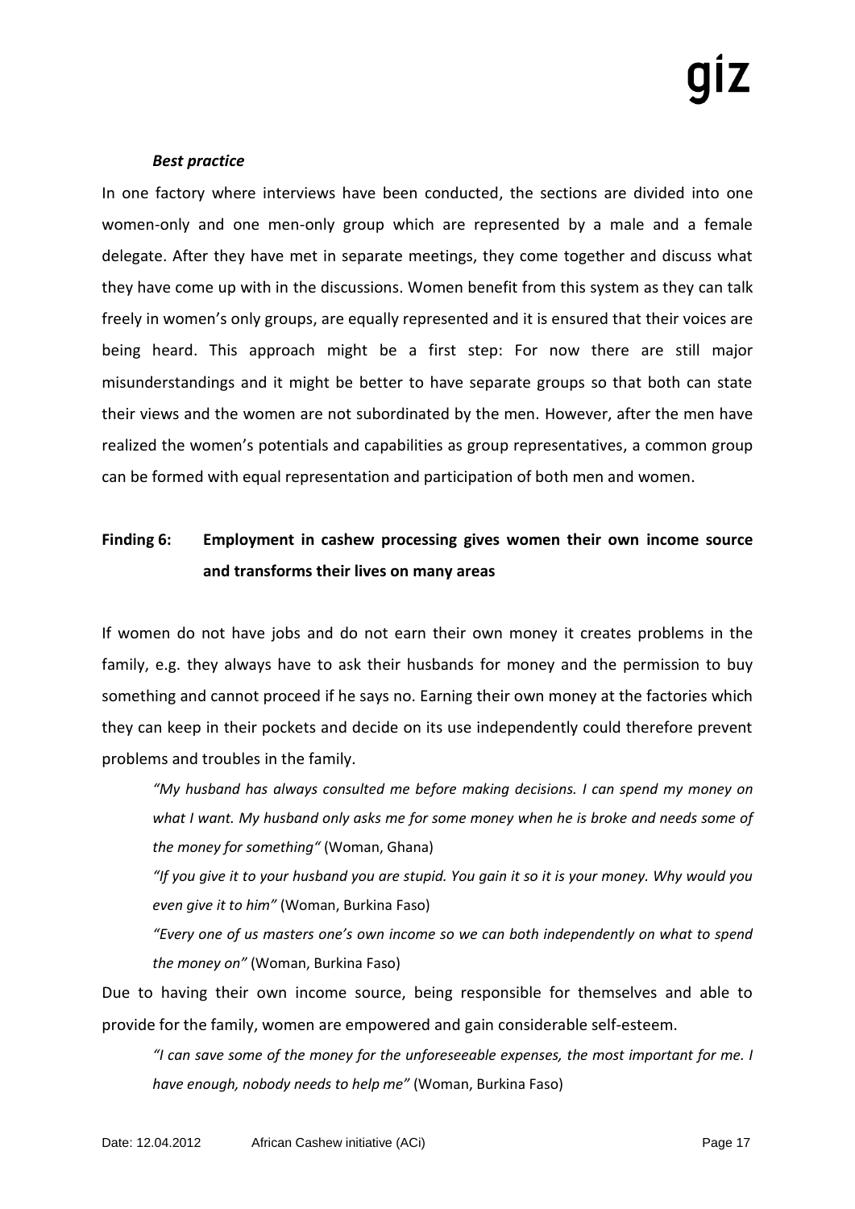***Best practice***

In one factory where interviews have been conducted, the sections are divided into one women-only and one men-only group which are represented by a male and a female delegate. After they have met in separate meetings, they come together and discuss what they have come up with in the discussions. Women benefit from this system as they can talk freely in women's only groups, are equally represented and it is ensured that their voices are being heard. This approach might be a first step: For now there are still major misunderstandings and it might be better to have separate groups so that both can state their views and the women are not subordinated by the men. However, after the men have realized the women's potentials and capabilities as group representatives, a common group can be formed with equal representation and participation of both men and women.

**Finding 6: Employment in cashew processing gives women their own income source and transforms their lives on many areas**

If women do not have jobs and do not earn their own money it creates problems in the family, e.g. they always have to ask their husbands for money and the permission to buy something and cannot proceed if he says no. Earning their own money at the factories which they can keep in their pockets and decide on its use independently could therefore prevent problems and troubles in the family.

> *"My husband has always consulted me before making decisions. I can spend my money on what I want. My husband only asks me for some money when he is broke and needs some of the money for something"* (Woman, Ghana)
>
> *"If you give it to your husband you are stupid. You gain it so it is your money. Why would you even give it to him"* (Woman, Burkina Faso)
>
> *"Every one of us masters one's own income so we can both independently on what to spend the money on"* (Woman, Burkina Faso)

Due to having their own income source, being responsible for themselves and able to provide for the family, women are empowered and gain considerable self-esteem.

> *"I can save some of the money for the unforeseeable expenses, the most important for me. I have enough, nobody needs to help me"* (Woman, Burkina Faso)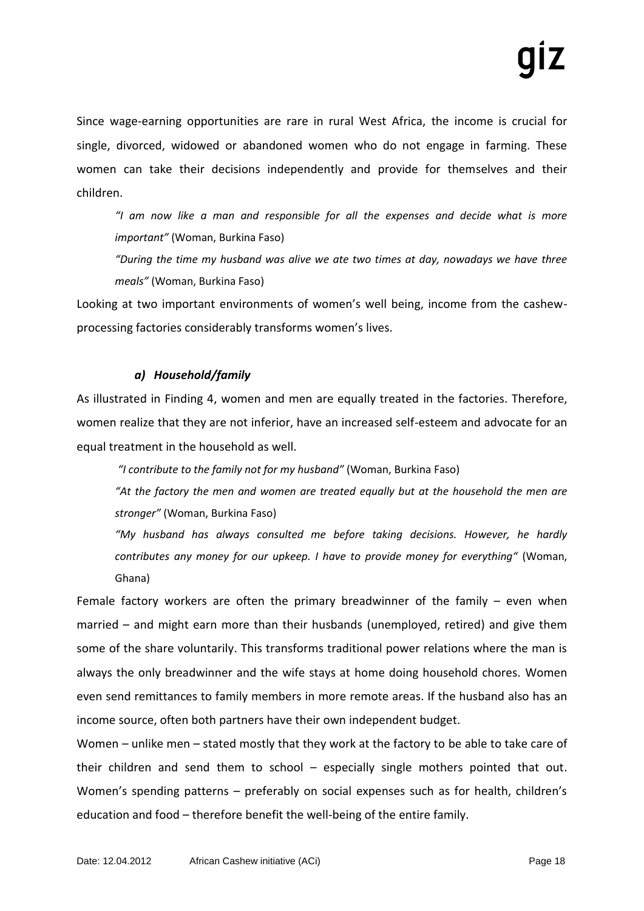Since wage-earning opportunities are rare in rural West Africa, the income is crucial for single, divorced, widowed or abandoned women who do not engage in farming. These women can take their decisions independently and provide for themselves and their children.

> *"I am now like a man and responsible for all the expenses and decide what is more important"* (Woman, Burkina Faso)
>
> *"During the time my husband was alive we ate two times at day, nowadays we have three meals"* (Woman, Burkina Faso)

Looking at two important environments of women's well being, income from the cashew-processing factories considerably transforms women's lives.

#### *a) Household/family*

As illustrated in Finding 4, women and men are equally treated in the factories. Therefore, women realize that they are not inferior, have an increased self-esteem and advocate for an equal treatment in the household as well.

> *"I contribute to the family not for my husband"* (Woman, Burkina Faso)
>
> *"At the factory the men and women are treated equally but at the household the men are stronger"* (Woman, Burkina Faso)
>
> *"My husband has always consulted me before taking decisions. However, he hardly contributes any money for our upkeep. I have to provide money for everything"* (Woman, Ghana)

Female factory workers are often the primary breadwinner of the family – even when married – and might earn more than their husbands (unemployed, retired) and give them some of the share voluntarily. This transforms traditional power relations where the man is always the only breadwinner and the wife stays at home doing household chores. Women even send remittances to family members in more remote areas. If the husband also has an income source, often both partners have their own independent budget.

Women – unlike men – stated mostly that they work at the factory to be able to take care of their children and send them to school – especially single mothers pointed that out. Women's spending patterns – preferably on social expenses such as for health, children's education and food – therefore benefit the well-being of the entire family.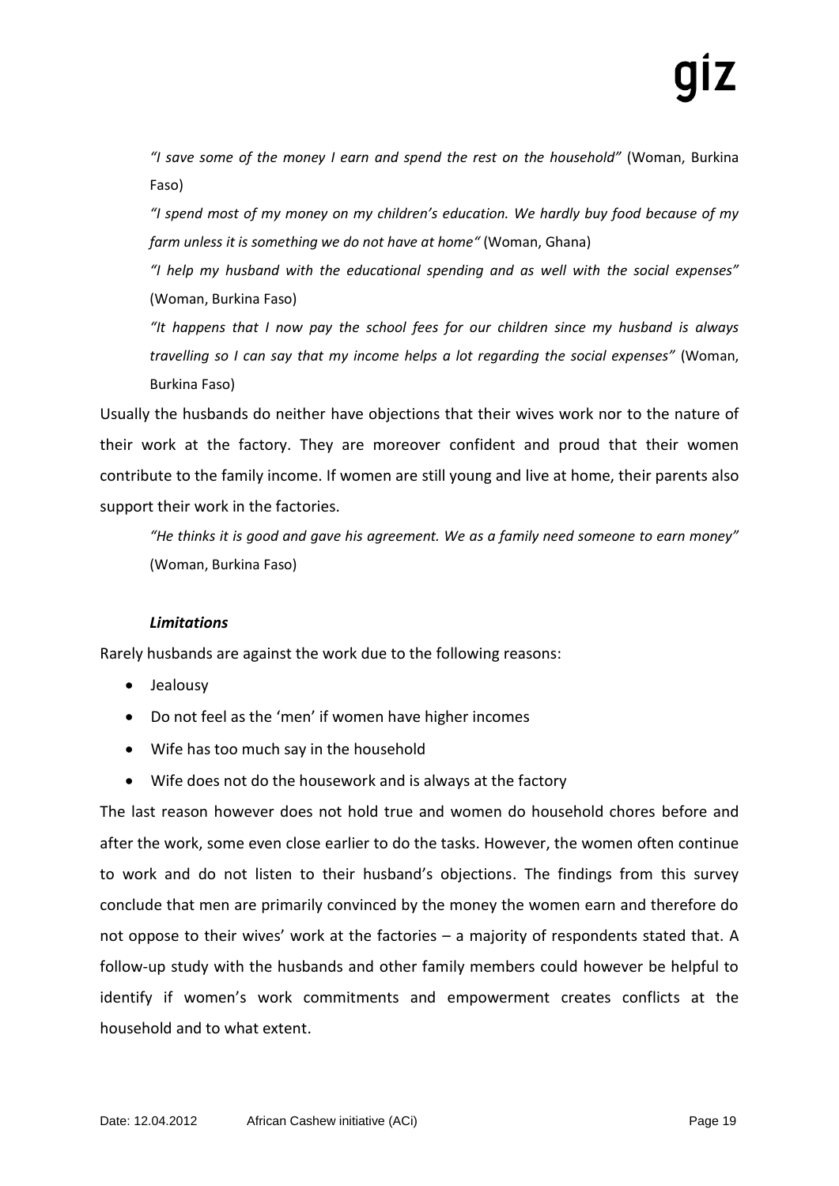*"I save some of the money I earn and spend the rest on the household"* (Woman, Burkina Faso)

*"I spend most of my money on my children's education. We hardly buy food because of my farm unless it is something we do not have at home"* (Woman, Ghana)

*"I help my husband with the educational spending and as well with the social expenses"* (Woman, Burkina Faso)

*"It happens that I now pay the school fees for our children since my husband is always travelling so I can say that my income helps a lot regarding the social expenses"* (Woman, Burkina Faso)

Usually the husbands do neither have objections that their wives work nor to the nature of their work at the factory. They are moreover confident and proud that their women contribute to the family income. If women are still young and live at home, their parents also support their work in the factories.

*"He thinks it is good and gave his agreement. We as a family need someone to earn money"* (Woman, Burkina Faso)

***Limitations***

Rarely husbands are against the work due to the following reasons:

- Jealousy
- Do not feel as the 'men' if women have higher incomes
- Wife has too much say in the household
- Wife does not do the housework and is always at the factory

The last reason however does not hold true and women do household chores before and after the work, some even close earlier to do the tasks. However, the women often continue to work and do not listen to their husband's objections. The findings from this survey conclude that men are primarily convinced by the money the women earn and therefore do not oppose to their wives' work at the factories – a majority of respondents stated that. A follow-up study with the husbands and other family members could however be helpful to identify if women's work commitments and empowerment creates conflicts at the household and to what extent.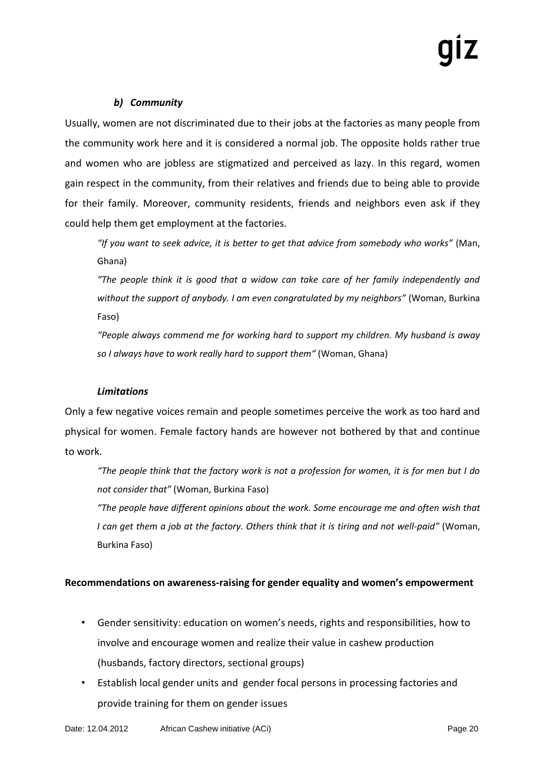#### *b) Community*

Usually, women are not discriminated due to their jobs at the factories as many people from the community work here and it is considered a normal job. The opposite holds rather true and women who are jobless are stigmatized and perceived as lazy. In this regard, women gain respect in the community, from their relatives and friends due to being able to provide for their family. Moreover, community residents, friends and neighbors even ask if they could help them get employment at the factories.

> *"If you want to seek advice, it is better to get that advice from somebody who works"* (Man, Ghana)
>
> *"The people think it is good that a widow can take care of her family independently and without the support of anybody. I am even congratulated by my neighbors"* (Woman, Burkina Faso)
>
> *"People always commend me for working hard to support my children. My husband is away so I always have to work really hard to support them"* (Woman, Ghana)

#### *Limitations*

Only a few negative voices remain and people sometimes perceive the work as too hard and physical for women. Female factory hands are however not bothered by that and continue to work.

> *"The people think that the factory work is not a profession for women, it is for men but I do not consider that"* (Woman, Burkina Faso)
>
> *"The people have different opinions about the work. Some encourage me and often wish that I can get them a job at the factory. Others think that it is tiring and not well-paid"* (Woman, Burkina Faso)

**Recommendations on awareness-raising for gender equality and women's empowerment**

- Gender sensitivity: education on women's needs, rights and responsibilities, how to involve and encourage women and realize their value in cashew production (husbands, factory directors, sectional groups)
- Establish local gender units and gender focal persons in processing factories and provide training for them on gender issues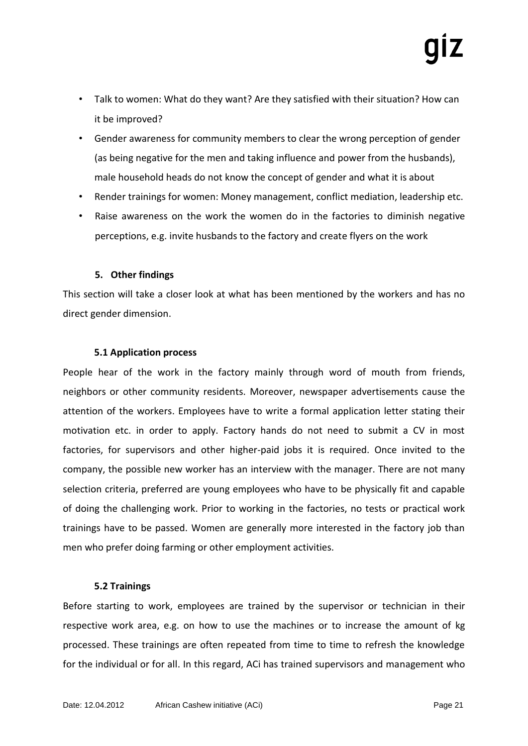- Talk to women: What do they want? Are they satisfied with their situation? How can it be improved?
- Gender awareness for community members to clear the wrong perception of gender (as being negative for the men and taking influence and power from the husbands), male household heads do not know the concept of gender and what it is about
- Render trainings for women: Money management, conflict mediation, leadership etc.
- Raise awareness on the work the women do in the factories to diminish negative perceptions, e.g. invite husbands to the factory and create flyers on the work

## 5. Other findings

This section will take a closer look at what has been mentioned by the workers and has no direct gender dimension.

### 5.1 Application process

People hear of the work in the factory mainly through word of mouth from friends, neighbors or other community residents. Moreover, newspaper advertisements cause the attention of the workers. Employees have to write a formal application letter stating their motivation etc. in order to apply. Factory hands do not need to submit a CV in most factories, for supervisors and other higher-paid jobs it is required. Once invited to the company, the possible new worker has an interview with the manager. There are not many selection criteria, preferred are young employees who have to be physically fit and capable of doing the challenging work. Prior to working in the factories, no tests or practical work trainings have to be passed. Women are generally more interested in the factory job than men who prefer doing farming or other employment activities.

### 5.2 Trainings

Before starting to work, employees are trained by the supervisor or technician in their respective work area, e.g. on how to use the machines or to increase the amount of kg processed. These trainings are often repeated from time to time to refresh the knowledge for the individual or for all. In this regard, ACi has trained supervisors and management who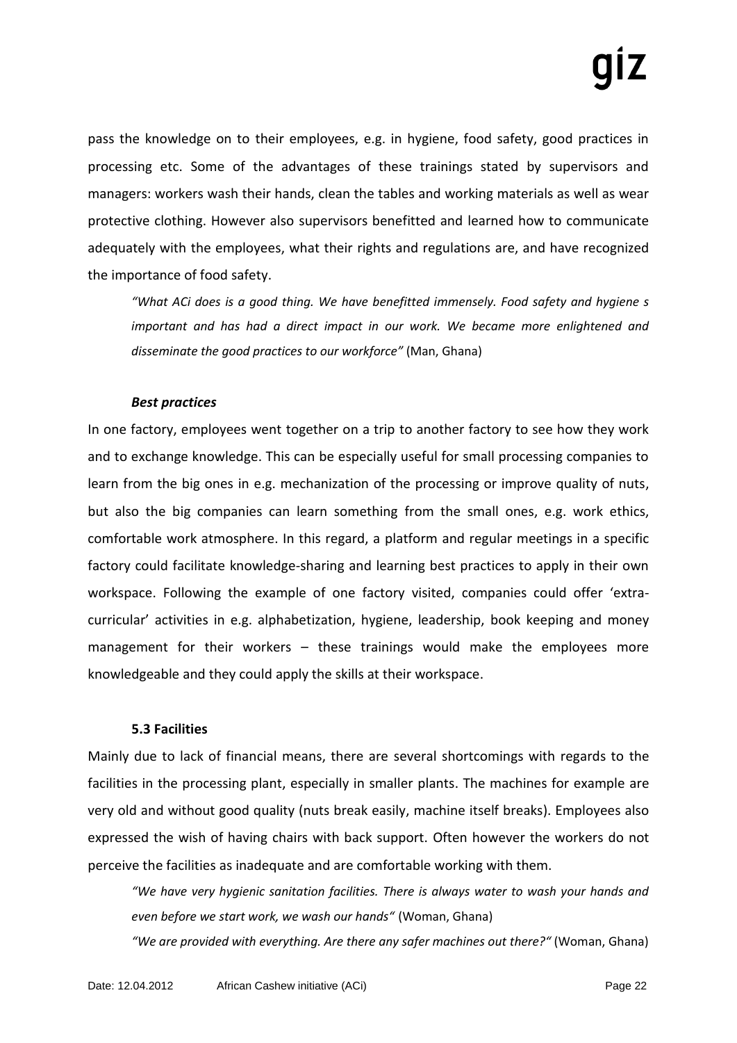pass the knowledge on to their employees, e.g. in hygiene, food safety, good practices in processing etc. Some of the advantages of these trainings stated by supervisors and managers: workers wash their hands, clean the tables and working materials as well as wear protective clothing. However also supervisors benefitted and learned how to communicate adequately with the employees, what their rights and regulations are, and have recognized the importance of food safety.

> *"What ACi does is a good thing. We have benefitted immensely. Food safety and hygiene s important and has had a direct impact in our work. We became more enlightened and disseminate the good practices to our workforce"* (Man, Ghana)

***Best practices***

In one factory, employees went together on a trip to another factory to see how they work and to exchange knowledge. This can be especially useful for small processing companies to learn from the big ones in e.g. mechanization of the processing or improve quality of nuts, but also the big companies can learn something from the small ones, e.g. work ethics, comfortable work atmosphere. In this regard, a platform and regular meetings in a specific factory could facilitate knowledge-sharing and learning best practices to apply in their own workspace. Following the example of one factory visited, companies could offer 'extra-curricular' activities in e.g. alphabetization, hygiene, leadership, book keeping and money management for their workers – these trainings would make the employees more knowledgeable and they could apply the skills at their workspace.

### 5.3 Facilities

Mainly due to lack of financial means, there are several shortcomings with regards to the facilities in the processing plant, especially in smaller plants. The machines for example are very old and without good quality (nuts break easily, machine itself breaks). Employees also expressed the wish of having chairs with back support. Often however the workers do not perceive the facilities as inadequate and are comfortable working with them.

> *"We have very hygienic sanitation facilities. There is always water to wash your hands and even before we start work, we wash our hands"* (Woman, Ghana)
>
> *"We are provided with everything. Are there any safer machines out there?"* (Woman, Ghana)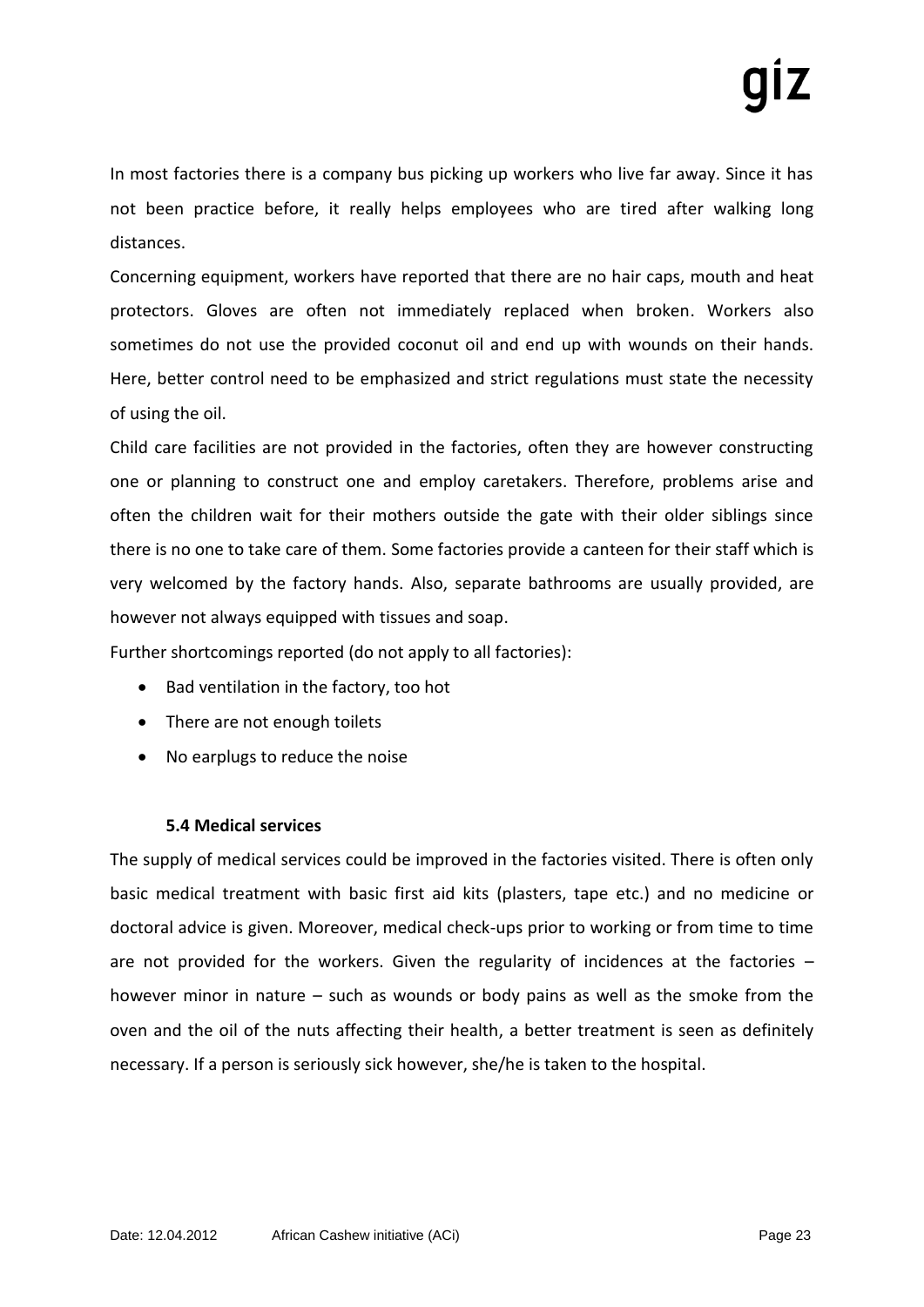In most factories there is a company bus picking up workers who live far away. Since it has not been practice before, it really helps employees who are tired after walking long distances.

Concerning equipment, workers have reported that there are no hair caps, mouth and heat protectors. Gloves are often not immediately replaced when broken. Workers also sometimes do not use the provided coconut oil and end up with wounds on their hands. Here, better control need to be emphasized and strict regulations must state the necessity of using the oil.

Child care facilities are not provided in the factories, often they are however constructing one or planning to construct one and employ caretakers. Therefore, problems arise and often the children wait for their mothers outside the gate with their older siblings since there is no one to take care of them. Some factories provide a canteen for their staff which is very welcomed by the factory hands. Also, separate bathrooms are usually provided, are however not always equipped with tissues and soap.

Further shortcomings reported (do not apply to all factories):

- Bad ventilation in the factory, too hot
- There are not enough toilets
- No earplugs to reduce the noise

### 5.4 Medical services

The supply of medical services could be improved in the factories visited. There is often only basic medical treatment with basic first aid kits (plasters, tape etc.) and no medicine or doctoral advice is given. Moreover, medical check-ups prior to working or from time to time are not provided for the workers. Given the regularity of incidences at the factories – however minor in nature – such as wounds or body pains as well as the smoke from the oven and the oil of the nuts affecting their health, a better treatment is seen as definitely necessary. If a person is seriously sick however, she/he is taken to the hospital.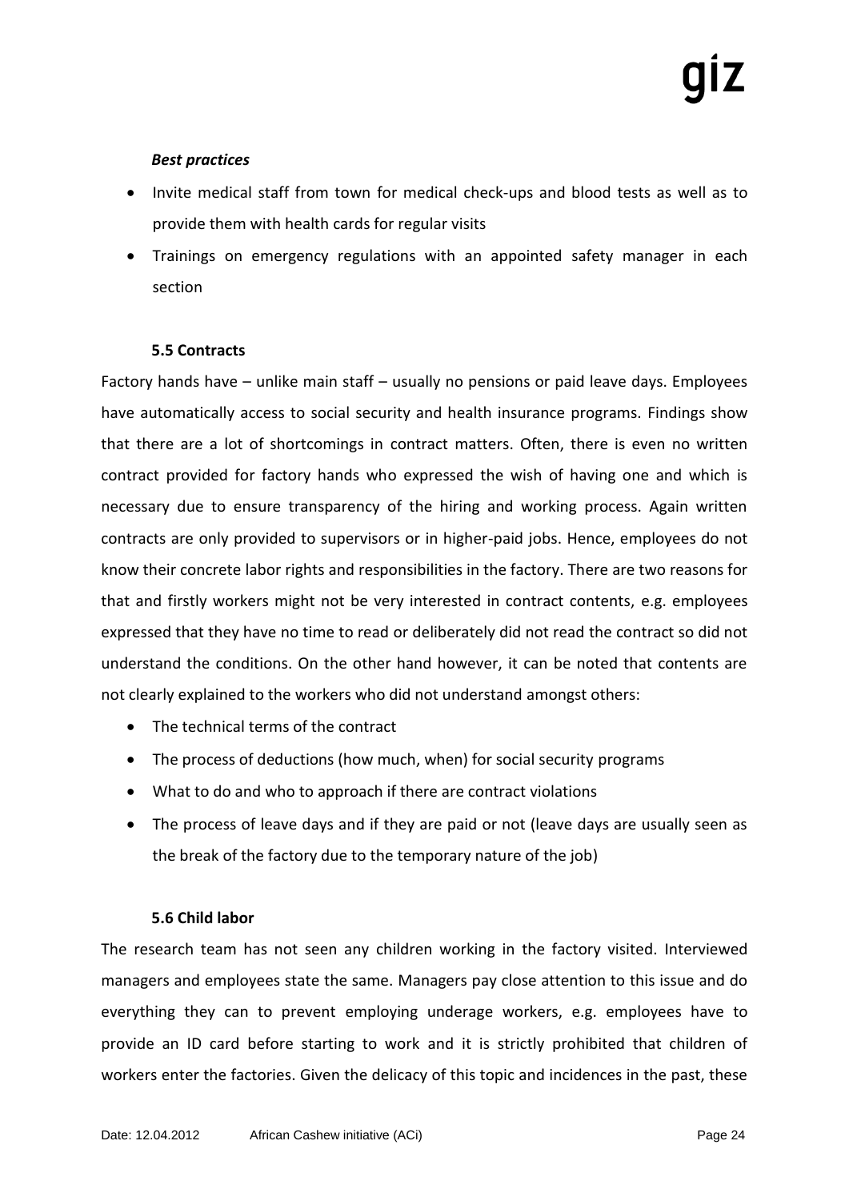***Best practices***

- Invite medical staff from town for medical check-ups and blood tests as well as to provide them with health cards for regular visits
- Trainings on emergency regulations with an appointed safety manager in each section

### 5.5 Contracts

Factory hands have – unlike main staff – usually no pensions or paid leave days. Employees have automatically access to social security and health insurance programs. Findings show that there are a lot of shortcomings in contract matters. Often, there is even no written contract provided for factory hands who expressed the wish of having one and which is necessary due to ensure transparency of the hiring and working process. Again written contracts are only provided to supervisors or in higher-paid jobs. Hence, employees do not know their concrete labor rights and responsibilities in the factory. There are two reasons for that and firstly workers might not be very interested in contract contents, e.g. employees expressed that they have no time to read or deliberately did not read the contract so did not understand the conditions. On the other hand however, it can be noted that contents are not clearly explained to the workers who did not understand amongst others:

- The technical terms of the contract
- The process of deductions (how much, when) for social security programs
- What to do and who to approach if there are contract violations
- The process of leave days and if they are paid or not (leave days are usually seen as the break of the factory due to the temporary nature of the job)

### 5.6 Child labor

The research team has not seen any children working in the factory visited. Interviewed managers and employees state the same. Managers pay close attention to this issue and do everything they can to prevent employing underage workers, e.g. employees have to provide an ID card before starting to work and it is strictly prohibited that children of workers enter the factories. Given the delicacy of this topic and incidences in the past, these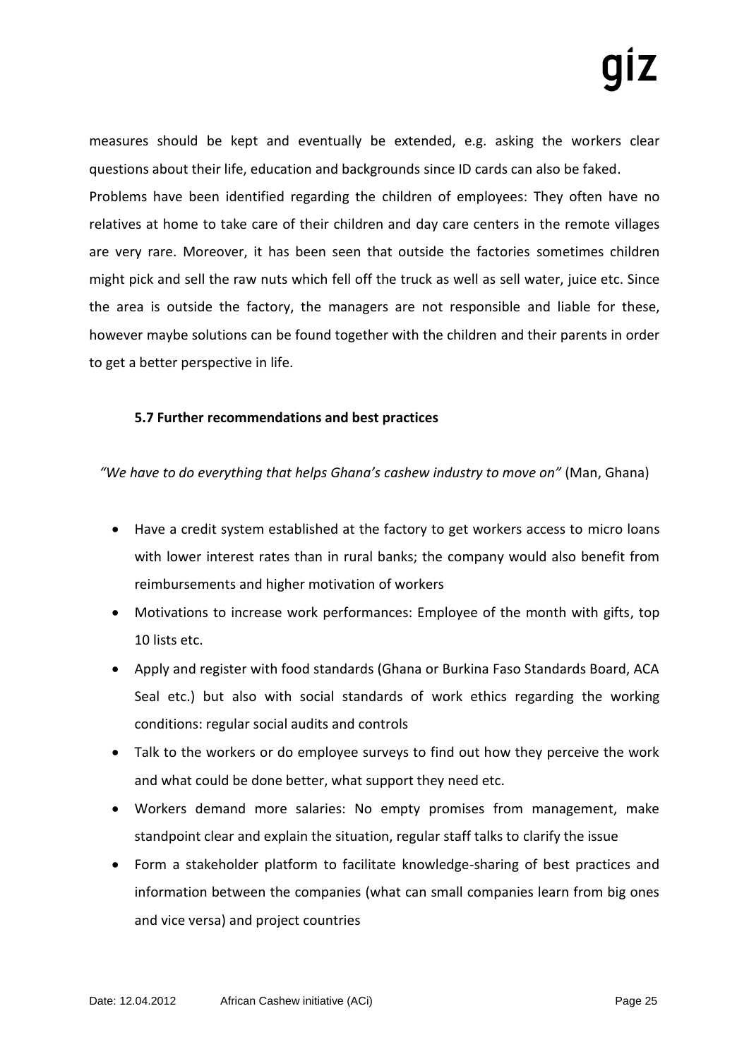measures should be kept and eventually be extended, e.g. asking the workers clear questions about their life, education and backgrounds since ID cards can also be faked.

Problems have been identified regarding the children of employees: They often have no relatives at home to take care of their children and day care centers in the remote villages are very rare. Moreover, it has been seen that outside the factories sometimes children might pick and sell the raw nuts which fell off the truck as well as sell water, juice etc. Since the area is outside the factory, the managers are not responsible and liable for these, however maybe solutions can be found together with the children and their parents in order to get a better perspective in life.

### 5.7 Further recommendations and best practices

*"We have to do everything that helps Ghana's cashew industry to move on"* (Man, Ghana)

- Have a credit system established at the factory to get workers access to micro loans with lower interest rates than in rural banks; the company would also benefit from reimbursements and higher motivation of workers
- Motivations to increase work performances: Employee of the month with gifts, top 10 lists etc.
- Apply and register with food standards (Ghana or Burkina Faso Standards Board, ACA Seal etc.) but also with social standards of work ethics regarding the working conditions: regular social audits and controls
- Talk to the workers or do employee surveys to find out how they perceive the work and what could be done better, what support they need etc.
- Workers demand more salaries: No empty promises from management, make standpoint clear and explain the situation, regular staff talks to clarify the issue
- Form a stakeholder platform to facilitate knowledge-sharing of best practices and information between the companies (what can small companies learn from big ones and vice versa) and project countries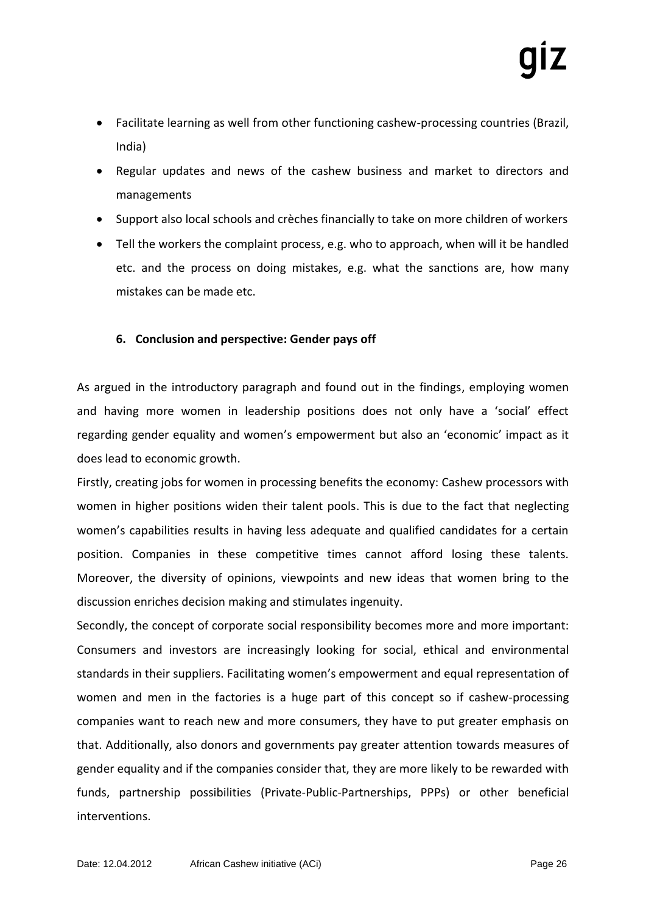- Facilitate learning as well from other functioning cashew-processing countries (Brazil, India)
- Regular updates and news of the cashew business and market to directors and managements
- Support also local schools and crèches financially to take on more children of workers
- Tell the workers the complaint process, e.g. who to approach, when will it be handled etc. and the process on doing mistakes, e.g. what the sanctions are, how many mistakes can be made etc.

## 6. Conclusion and perspective: Gender pays off

As argued in the introductory paragraph and found out in the findings, employing women and having more women in leadership positions does not only have a 'social' effect regarding gender equality and women's empowerment but also an 'economic' impact as it does lead to economic growth.

Firstly, creating jobs for women in processing benefits the economy: Cashew processors with women in higher positions widen their talent pools. This is due to the fact that neglecting women's capabilities results in having less adequate and qualified candidates for a certain position. Companies in these competitive times cannot afford losing these talents. Moreover, the diversity of opinions, viewpoints and new ideas that women bring to the discussion enriches decision making and stimulates ingenuity.

Secondly, the concept of corporate social responsibility becomes more and more important: Consumers and investors are increasingly looking for social, ethical and environmental standards in their suppliers. Facilitating women's empowerment and equal representation of women and men in the factories is a huge part of this concept so if cashew-processing companies want to reach new and more consumers, they have to put greater emphasis on that. Additionally, also donors and governments pay greater attention towards measures of gender equality and if the companies consider that, they are more likely to be rewarded with funds, partnership possibilities (Private-Public-Partnerships, PPPs) or other beneficial interventions.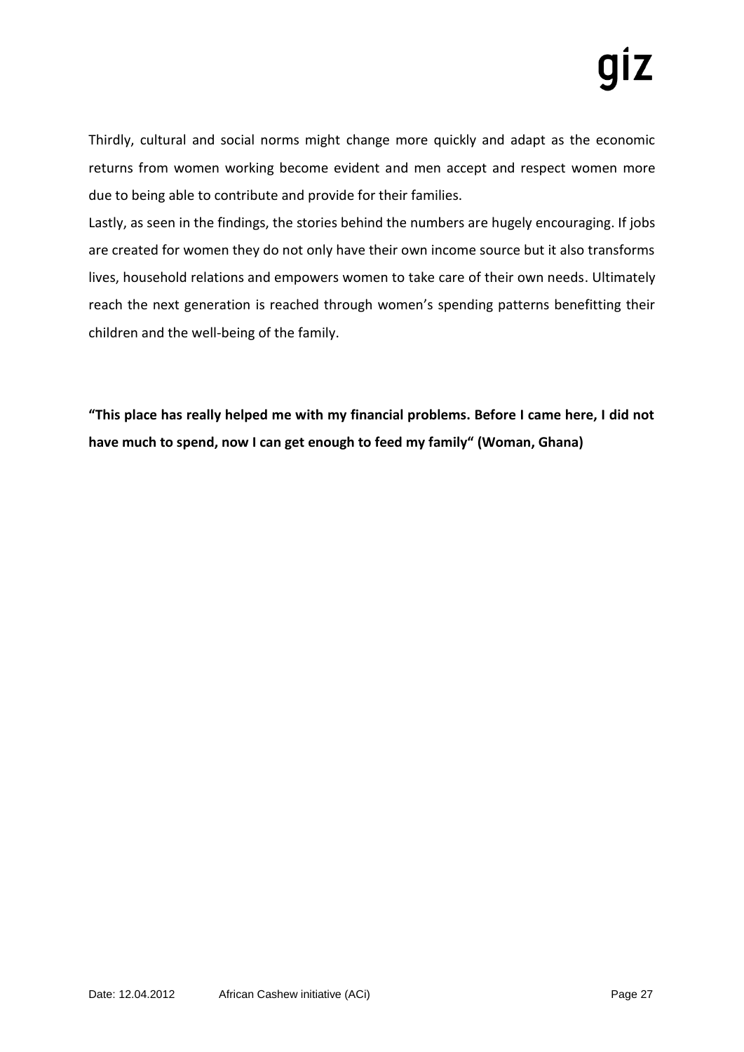Thirdly, cultural and social norms might change more quickly and adapt as the economic returns from women working become evident and men accept and respect women more due to being able to contribute and provide for their families.

Lastly, as seen in the findings, the stories behind the numbers are hugely encouraging. If jobs are created for women they do not only have their own income source but it also transforms lives, household relations and empowers women to take care of their own needs. Ultimately reach the next generation is reached through women's spending patterns benefitting their children and the well-being of the family.

**"This place has really helped me with my financial problems. Before I came here, I did not have much to spend, now I can get enough to feed my family" (Woman, Ghana)**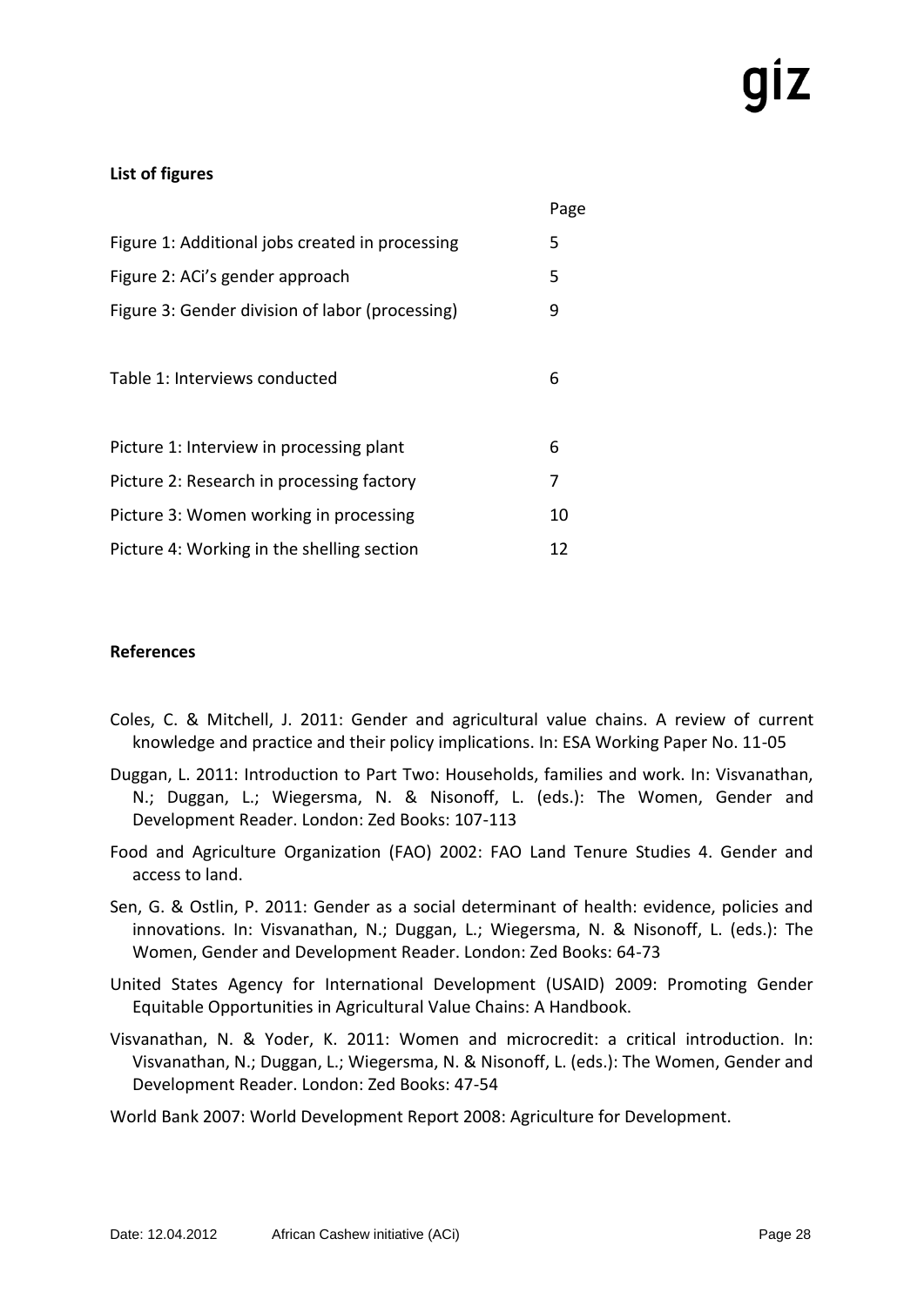**List of figures**

| | Page |
|---|---|
| Figure 1: Additional jobs created in processing | 5 |
| Figure 2: ACi's gender approach | 5 |
| Figure 3: Gender division of labor (processing) | 9 |
| | |
| Table 1: Interviews conducted | 6 |
| | |
| Picture 1: Interview in processing plant | 6 |
| Picture 2: Research in processing factory | 7 |
| Picture 3: Women working in processing | 10 |
| Picture 4: Working in the shelling section | 12 |

**References**

Coles, C. & Mitchell, J. 2011: Gender and agricultural value chains. A review of current knowledge and practice and their policy implications. In: ESA Working Paper No. 11-05

Duggan, L. 2011: Introduction to Part Two: Households, families and work. In: Visvanathan, N.; Duggan, L.; Wiegersma, N. & Nisonoff, L. (eds.): The Women, Gender and Development Reader. London: Zed Books: 107-113

Food and Agriculture Organization (FAO) 2002: FAO Land Tenure Studies 4. Gender and access to land.

Sen, G. & Ostlin, P. 2011: Gender as a social determinant of health: evidence, policies and innovations. In: Visvanathan, N.; Duggan, L.; Wiegersma, N. & Nisonoff, L. (eds.): The Women, Gender and Development Reader. London: Zed Books: 64-73

United States Agency for International Development (USAID) 2009: Promoting Gender Equitable Opportunities in Agricultural Value Chains: A Handbook.

Visvanathan, N. & Yoder, K. 2011: Women and microcredit: a critical introduction. In: Visvanathan, N.; Duggan, L.; Wiegersma, N. & Nisonoff, L. (eds.): The Women, Gender and Development Reader. London: Zed Books: 47-54

World Bank 2007: World Development Report 2008: Agriculture for Development.